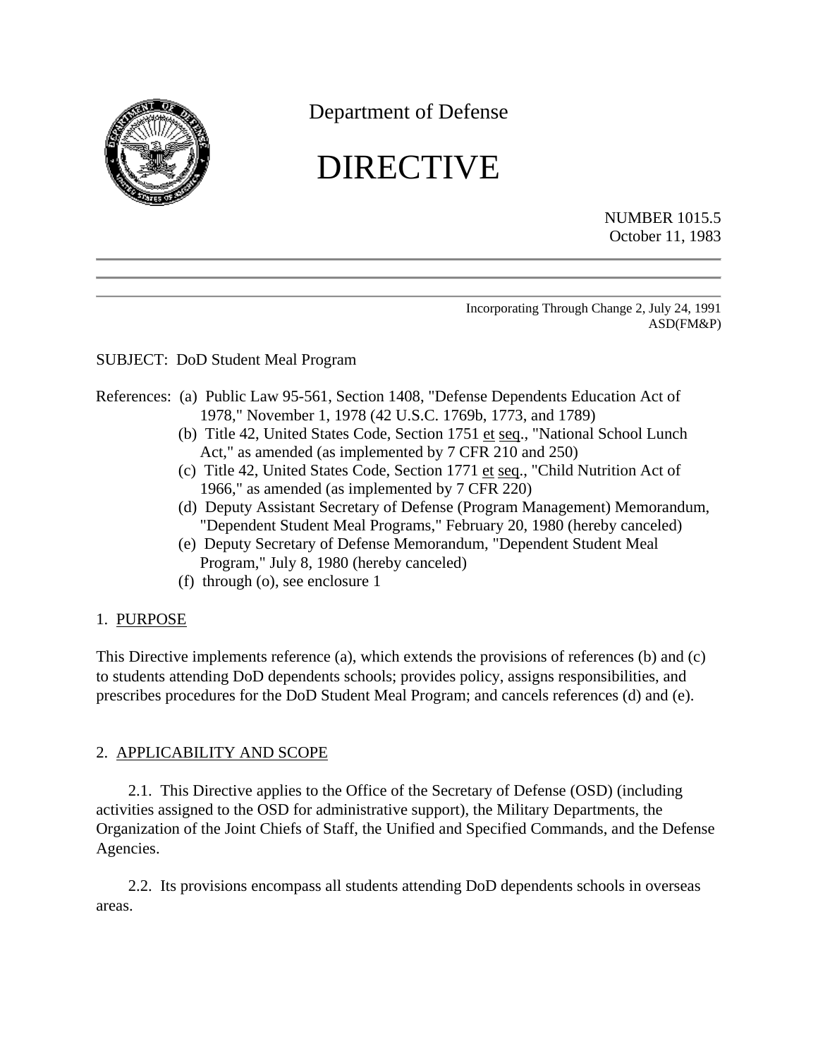Department of Defense

# DIRECTIVE

NUMBER 1015.5
October 11, 1983

Incorporating Through Change 2, July 24, 1991
ASD(FM&P)

SUBJECT: DoD Student Meal Program

References:
(a) Public Law 95-561, Section 1408, "Defense Dependents Education Act of 1978," November 1, 1978 (42 U.S.C. 1769b, 1773, and 1789)
(b) Title 42, United States Code, Section 1751 et seq., "National School Lunch Act," as amended (as implemented by 7 CFR 210 and 250)
(c) Title 42, United States Code, Section 1771 et seq., "Child Nutrition Act of 1966," as amended (as implemented by 7 CFR 220)
(d) Deputy Assistant Secretary of Defense (Program Management) Memorandum, "Dependent Student Meal Programs," February 20, 1980 (hereby canceled)
(e) Deputy Secretary of Defense Memorandum, "Dependent Student Meal Program," July 8, 1980 (hereby canceled)
(f) through (o), see enclosure 1

## 1. PURPOSE

This Directive implements reference (a), which extends the provisions of references (b) and (c) to students attending DoD dependents schools; provides policy, assigns responsibilities, and prescribes procedures for the DoD Student Meal Program; and cancels references (d) and (e).

## 2. APPLICABILITY AND SCOPE

2.1. This Directive applies to the Office of the Secretary of Defense (OSD) (including activities assigned to the OSD for administrative support), the Military Departments, the Organization of the Joint Chiefs of Staff, the Unified and Specified Commands, and the Defense Agencies.

2.2. Its provisions encompass all students attending DoD dependents schools in overseas areas.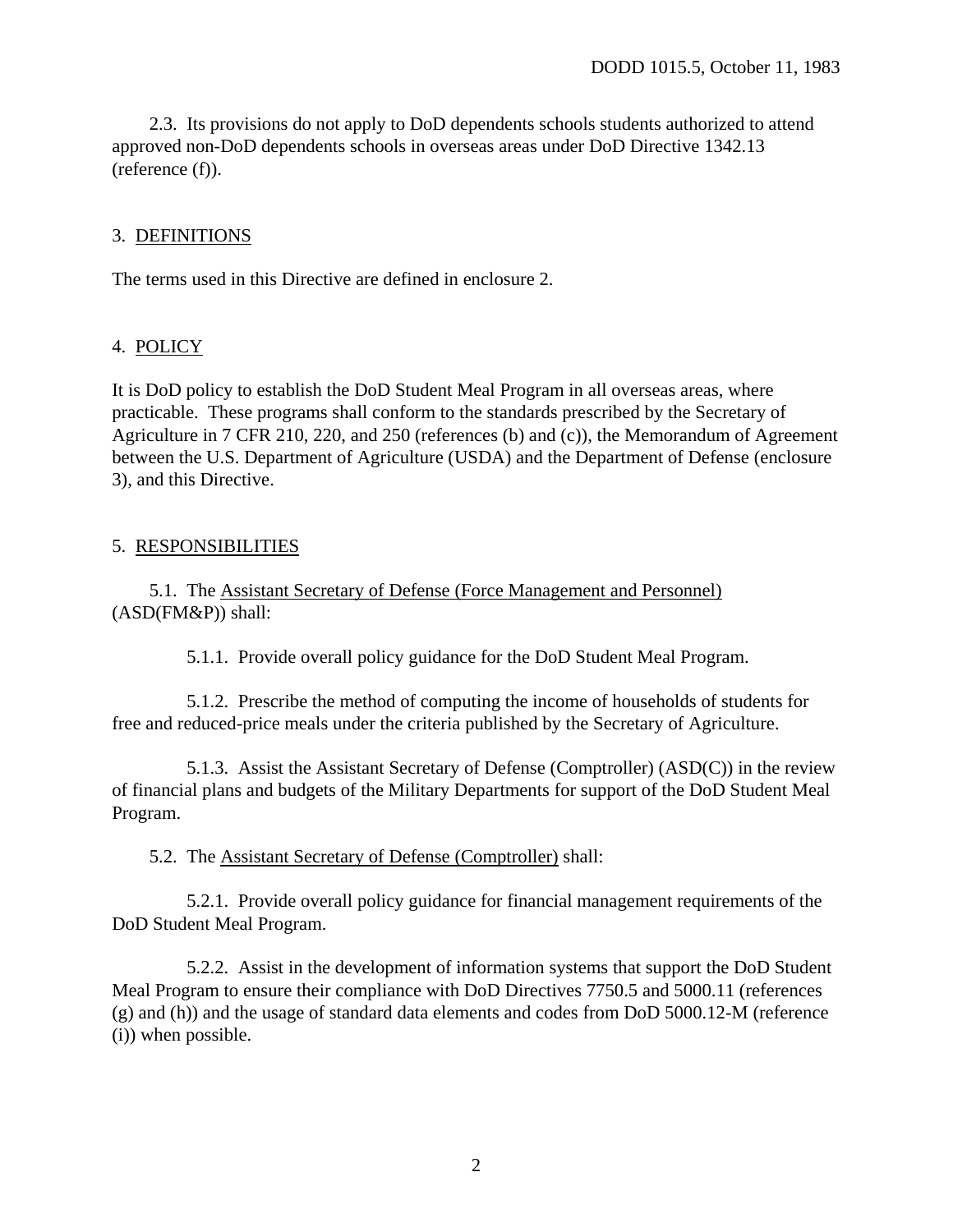2.3. Its provisions do not apply to DoD dependents schools students authorized to attend approved non-DoD dependents schools in overseas areas under DoD Directive 1342.13 (reference (f)).

## 3. DEFINITIONS

The terms used in this Directive are defined in enclosure 2.

## 4. POLICY

It is DoD policy to establish the DoD Student Meal Program in all overseas areas, where practicable. These programs shall conform to the standards prescribed by the Secretary of Agriculture in 7 CFR 210, 220, and 250 (references (b) and (c)), the Memorandum of Agreement between the U.S. Department of Agriculture (USDA) and the Department of Defense (enclosure 3), and this Directive.

## 5. RESPONSIBILITIES

5.1. The Assistant Secretary of Defense (Force Management and Personnel) (ASD(FM&P)) shall:

5.1.1. Provide overall policy guidance for the DoD Student Meal Program.

5.1.2. Prescribe the method of computing the income of households of students for free and reduced-price meals under the criteria published by the Secretary of Agriculture.

5.1.3. Assist the Assistant Secretary of Defense (Comptroller) (ASD(C)) in the review of financial plans and budgets of the Military Departments for support of the DoD Student Meal Program.

5.2. The Assistant Secretary of Defense (Comptroller) shall:

5.2.1. Provide overall policy guidance for financial management requirements of the DoD Student Meal Program.

5.2.2. Assist in the development of information systems that support the DoD Student Meal Program to ensure their compliance with DoD Directives 7750.5 and 5000.11 (references (g) and (h)) and the usage of standard data elements and codes from DoD 5000.12-M (reference (i)) when possible.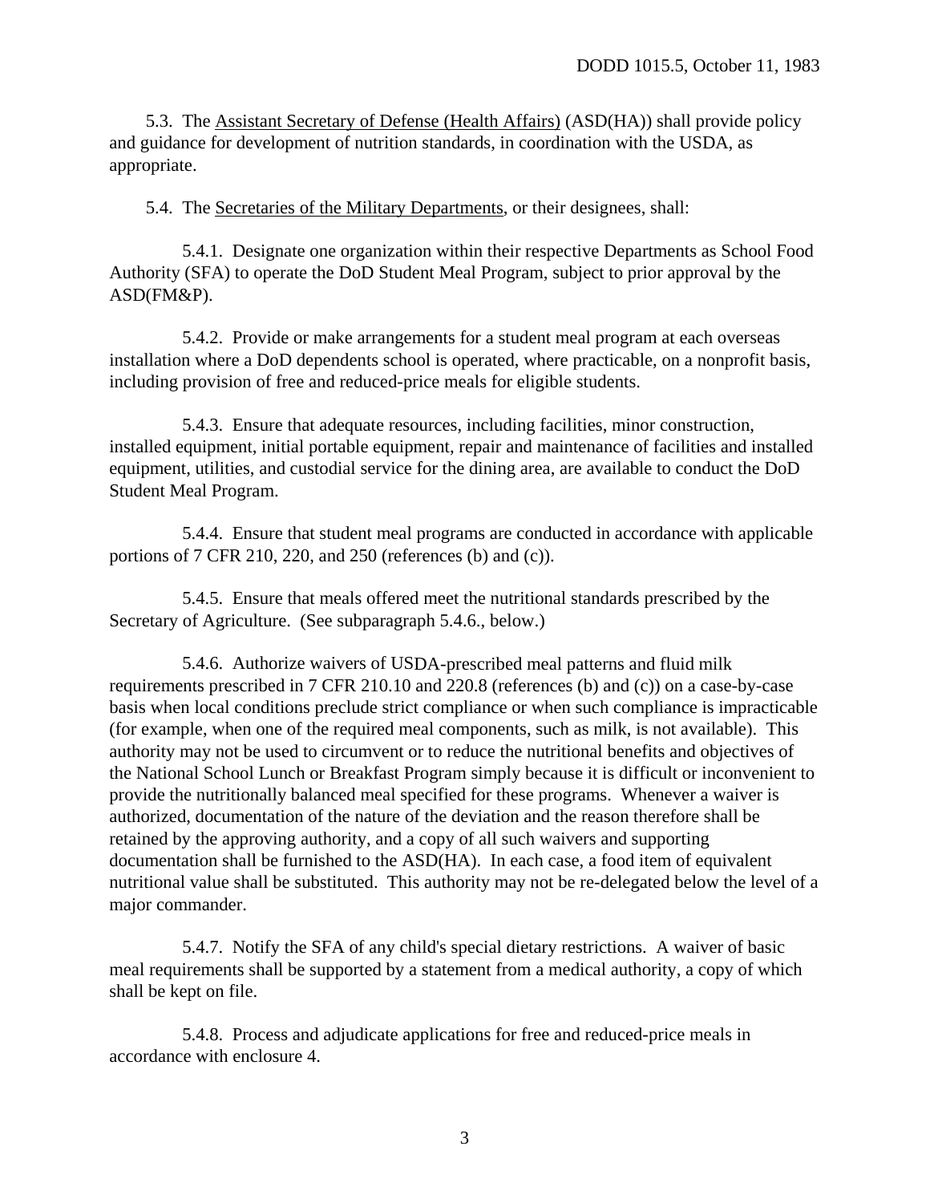5.3. The Assistant Secretary of Defense (Health Affairs) (ASD(HA)) shall provide policy and guidance for development of nutrition standards, in coordination with the USDA, as appropriate.

5.4. The Secretaries of the Military Departments, or their designees, shall:

5.4.1. Designate one organization within their respective Departments as School Food Authority (SFA) to operate the DoD Student Meal Program, subject to prior approval by the ASD(FM&P).

5.4.2. Provide or make arrangements for a student meal program at each overseas installation where a DoD dependents school is operated, where practicable, on a nonprofit basis, including provision of free and reduced-price meals for eligible students.

5.4.3. Ensure that adequate resources, including facilities, minor construction, installed equipment, initial portable equipment, repair and maintenance of facilities and installed equipment, utilities, and custodial service for the dining area, are available to conduct the DoD Student Meal Program.

5.4.4. Ensure that student meal programs are conducted in accordance with applicable portions of 7 CFR 210, 220, and 250 (references (b) and (c)).

5.4.5. Ensure that meals offered meet the nutritional standards prescribed by the Secretary of Agriculture. (See subparagraph 5.4.6., below.)

5.4.6. Authorize waivers of USDA-prescribed meal patterns and fluid milk requirements prescribed in 7 CFR 210.10 and 220.8 (references (b) and (c)) on a case-by-case basis when local conditions preclude strict compliance or when such compliance is impracticable (for example, when one of the required meal components, such as milk, is not available). This authority may not be used to circumvent or to reduce the nutritional benefits and objectives of the National School Lunch or Breakfast Program simply because it is difficult or inconvenient to provide the nutritionally balanced meal specified for these programs. Whenever a waiver is authorized, documentation of the nature of the deviation and the reason therefore shall be retained by the approving authority, and a copy of all such waivers and supporting documentation shall be furnished to the ASD(HA). In each case, a food item of equivalent nutritional value shall be substituted. This authority may not be re-delegated below the level of a major commander.

5.4.7. Notify the SFA of any child's special dietary restrictions. A waiver of basic meal requirements shall be supported by a statement from a medical authority, a copy of which shall be kept on file.

5.4.8. Process and adjudicate applications for free and reduced-price meals in accordance with enclosure 4.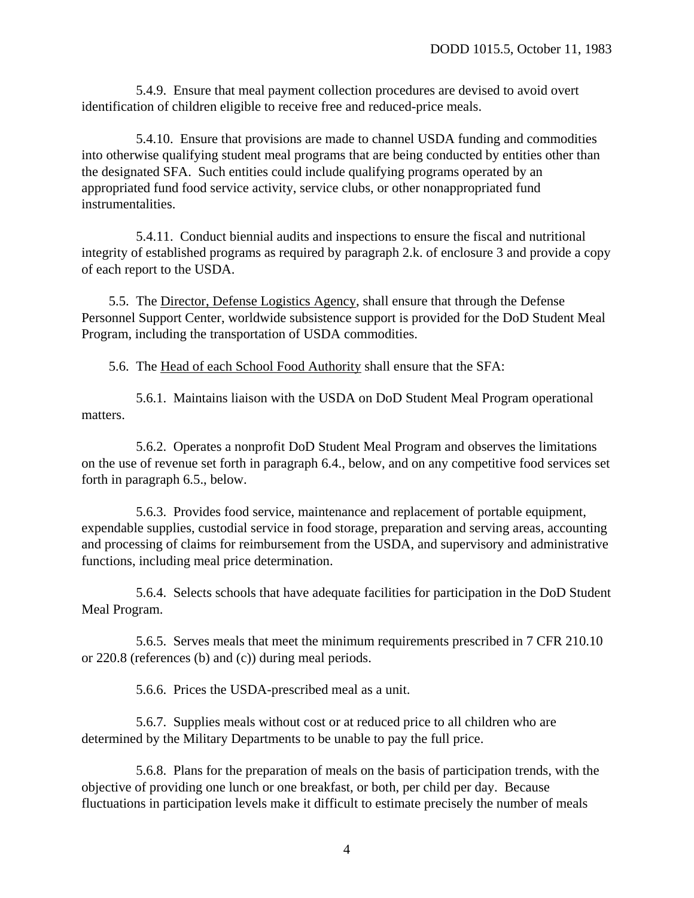5.4.9. Ensure that meal payment collection procedures are devised to avoid overt identification of children eligible to receive free and reduced-price meals.

5.4.10. Ensure that provisions are made to channel USDA funding and commodities into otherwise qualifying student meal programs that are being conducted by entities other than the designated SFA. Such entities could include qualifying programs operated by an appropriated fund food service activity, service clubs, or other nonappropriated fund instrumentalities.

5.4.11. Conduct biennial audits and inspections to ensure the fiscal and nutritional integrity of established programs as required by paragraph 2.k. of enclosure 3 and provide a copy of each report to the USDA.

5.5. The Director, Defense Logistics Agency, shall ensure that through the Defense Personnel Support Center, worldwide subsistence support is provided for the DoD Student Meal Program, including the transportation of USDA commodities.

5.6. The Head of each School Food Authority shall ensure that the SFA:

5.6.1. Maintains liaison with the USDA on DoD Student Meal Program operational matters.

5.6.2. Operates a nonprofit DoD Student Meal Program and observes the limitations on the use of revenue set forth in paragraph 6.4., below, and on any competitive food services set forth in paragraph 6.5., below.

5.6.3. Provides food service, maintenance and replacement of portable equipment, expendable supplies, custodial service in food storage, preparation and serving areas, accounting and processing of claims for reimbursement from the USDA, and supervisory and administrative functions, including meal price determination.

5.6.4. Selects schools that have adequate facilities for participation in the DoD Student Meal Program.

5.6.5. Serves meals that meet the minimum requirements prescribed in 7 CFR 210.10 or 220.8 (references (b) and (c)) during meal periods.

5.6.6. Prices the USDA-prescribed meal as a unit.

5.6.7. Supplies meals without cost or at reduced price to all children who are determined by the Military Departments to be unable to pay the full price.

5.6.8. Plans for the preparation of meals on the basis of participation trends, with the objective of providing one lunch or one breakfast, or both, per child per day. Because fluctuations in participation levels make it difficult to estimate precisely the number of meals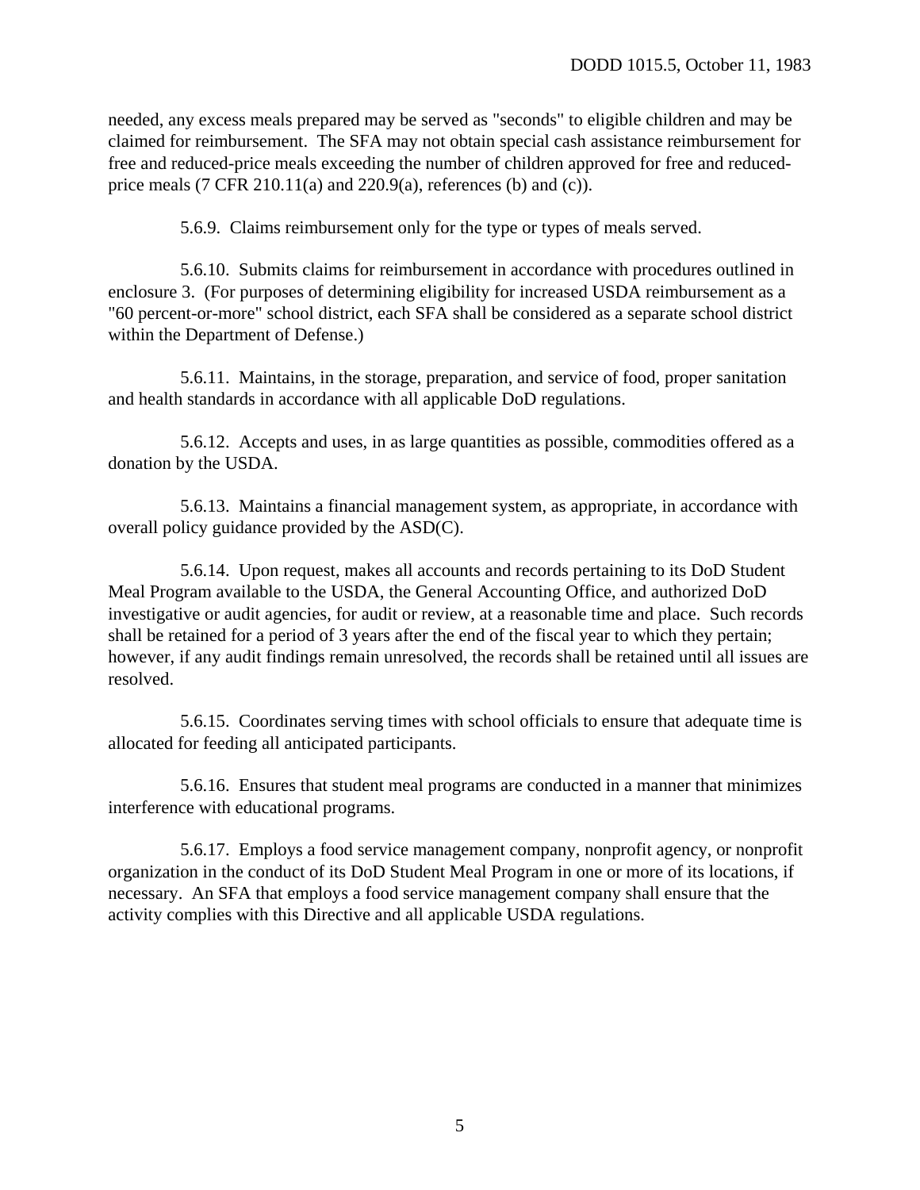needed, any excess meals prepared may be served as "seconds" to eligible children and may be claimed for reimbursement. The SFA may not obtain special cash assistance reimbursement for free and reduced-price meals exceeding the number of children approved for free and reduced-price meals (7 CFR 210.11(a) and 220.9(a), references (b) and (c)).

5.6.9. Claims reimbursement only for the type or types of meals served.

5.6.10. Submits claims for reimbursement in accordance with procedures outlined in enclosure 3. (For purposes of determining eligibility for increased USDA reimbursement as a "60 percent-or-more" school district, each SFA shall be considered as a separate school district within the Department of Defense.)

5.6.11. Maintains, in the storage, preparation, and service of food, proper sanitation and health standards in accordance with all applicable DoD regulations.

5.6.12. Accepts and uses, in as large quantities as possible, commodities offered as a donation by the USDA.

5.6.13. Maintains a financial management system, as appropriate, in accordance with overall policy guidance provided by the ASD(C).

5.6.14. Upon request, makes all accounts and records pertaining to its DoD Student Meal Program available to the USDA, the General Accounting Office, and authorized DoD investigative or audit agencies, for audit or review, at a reasonable time and place. Such records shall be retained for a period of 3 years after the end of the fiscal year to which they pertain; however, if any audit findings remain unresolved, the records shall be retained until all issues are resolved.

5.6.15. Coordinates serving times with school officials to ensure that adequate time is allocated for feeding all anticipated participants.

5.6.16. Ensures that student meal programs are conducted in a manner that minimizes interference with educational programs.

5.6.17. Employs a food service management company, nonprofit agency, or nonprofit organization in the conduct of its DoD Student Meal Program in one or more of its locations, if necessary. An SFA that employs a food service management company shall ensure that the activity complies with this Directive and all applicable USDA regulations.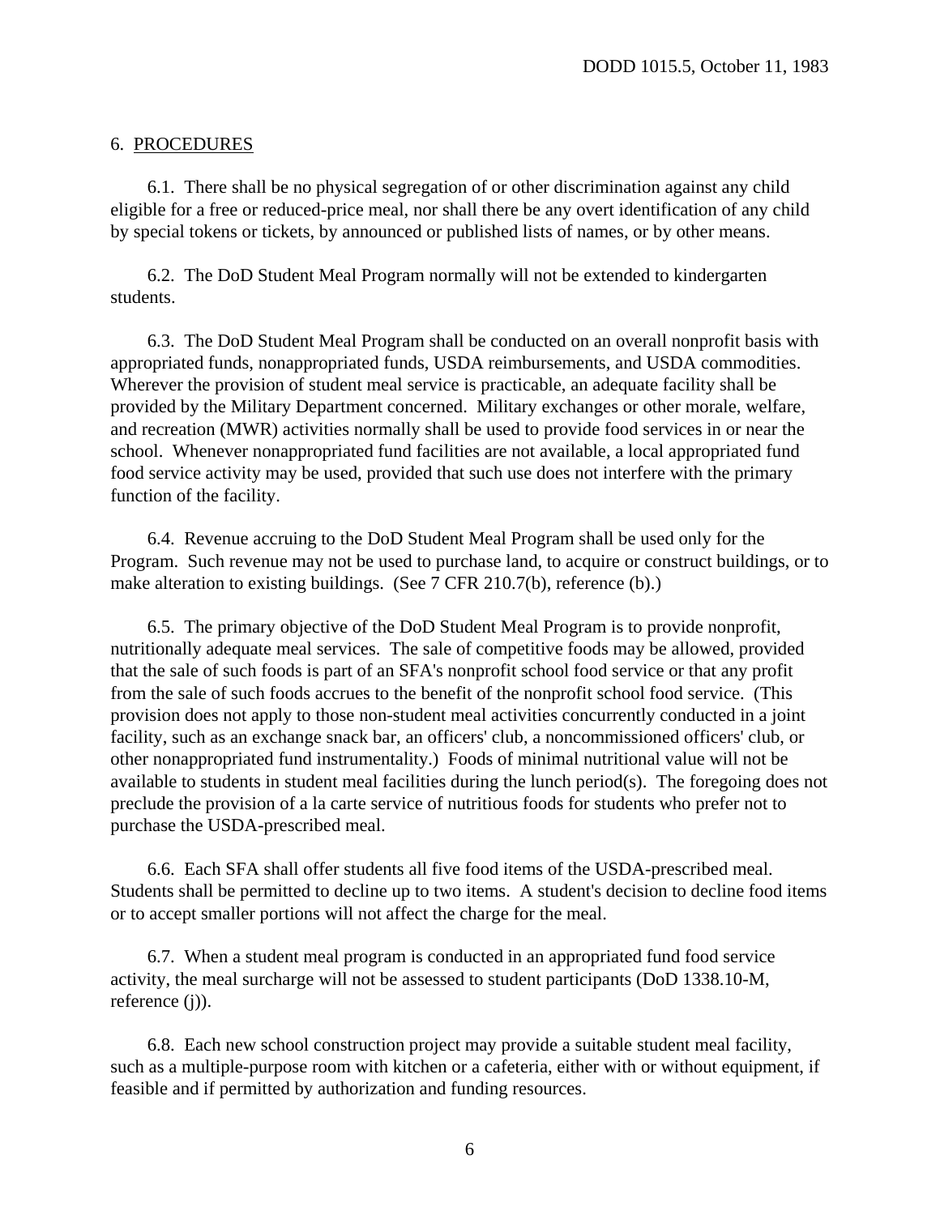## 6. PROCEDURES

6.1. There shall be no physical segregation of or other discrimination against any child eligible for a free or reduced-price meal, nor shall there be any overt identification of any child by special tokens or tickets, by announced or published lists of names, or by other means.

6.2. The DoD Student Meal Program normally will not be extended to kindergarten students.

6.3. The DoD Student Meal Program shall be conducted on an overall nonprofit basis with appropriated funds, nonappropriated funds, USDA reimbursements, and USDA commodities. Wherever the provision of student meal service is practicable, an adequate facility shall be provided by the Military Department concerned. Military exchanges or other morale, welfare, and recreation (MWR) activities normally shall be used to provide food services in or near the school. Whenever nonappropriated fund facilities are not available, a local appropriated fund food service activity may be used, provided that such use does not interfere with the primary function of the facility.

6.4. Revenue accruing to the DoD Student Meal Program shall be used only for the Program. Such revenue may not be used to purchase land, to acquire or construct buildings, or to make alteration to existing buildings. (See 7 CFR 210.7(b), reference (b).)

6.5. The primary objective of the DoD Student Meal Program is to provide nonprofit, nutritionally adequate meal services. The sale of competitive foods may be allowed, provided that the sale of such foods is part of an SFA's nonprofit school food service or that any profit from the sale of such foods accrues to the benefit of the nonprofit school food service. (This provision does not apply to those non-student meal activities concurrently conducted in a joint facility, such as an exchange snack bar, an officers' club, a noncommissioned officers' club, or other nonappropriated fund instrumentality.) Foods of minimal nutritional value will not be available to students in student meal facilities during the lunch period(s). The foregoing does not preclude the provision of a la carte service of nutritious foods for students who prefer not to purchase the USDA-prescribed meal.

6.6. Each SFA shall offer students all five food items of the USDA-prescribed meal. Students shall be permitted to decline up to two items. A student's decision to decline food items or to accept smaller portions will not affect the charge for the meal.

6.7. When a student meal program is conducted in an appropriated fund food service activity, the meal surcharge will not be assessed to student participants (DoD 1338.10-M, reference (j)).

6.8. Each new school construction project may provide a suitable student meal facility, such as a multiple-purpose room with kitchen or a cafeteria, either with or without equipment, if feasible and if permitted by authorization and funding resources.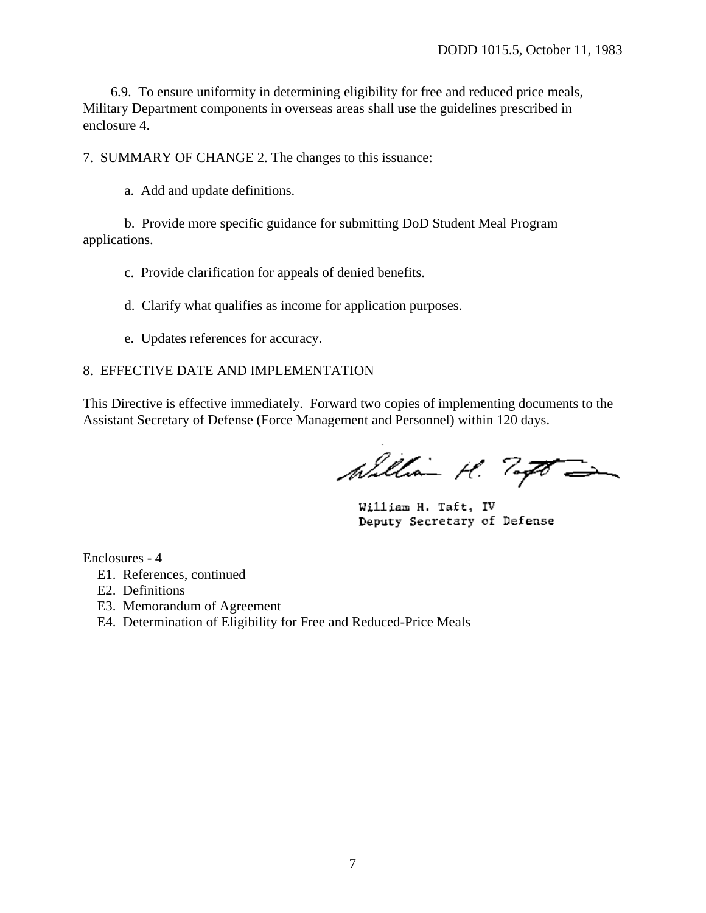6.9. To ensure uniformity in determining eligibility for free and reduced price meals, Military Department components in overseas areas shall use the guidelines prescribed in enclosure 4.

7. SUMMARY OF CHANGE 2. The changes to this issuance:

a. Add and update definitions.

b. Provide more specific guidance for submitting DoD Student Meal Program applications.

c. Provide clarification for appeals of denied benefits.

d. Clarify what qualifies as income for application purposes.

e. Updates references for accuracy.

8. EFFECTIVE DATE AND IMPLEMENTATION

This Directive is effective immediately. Forward two copies of implementing documents to the Assistant Secretary of Defense (Force Management and Personnel) within 120 days.

William H. Taft, IV
Deputy Secretary of Defense

Enclosures - 4
- E1. References, continued
- E2. Definitions
- E3. Memorandum of Agreement
- E4. Determination of Eligibility for Free and Reduced-Price Meals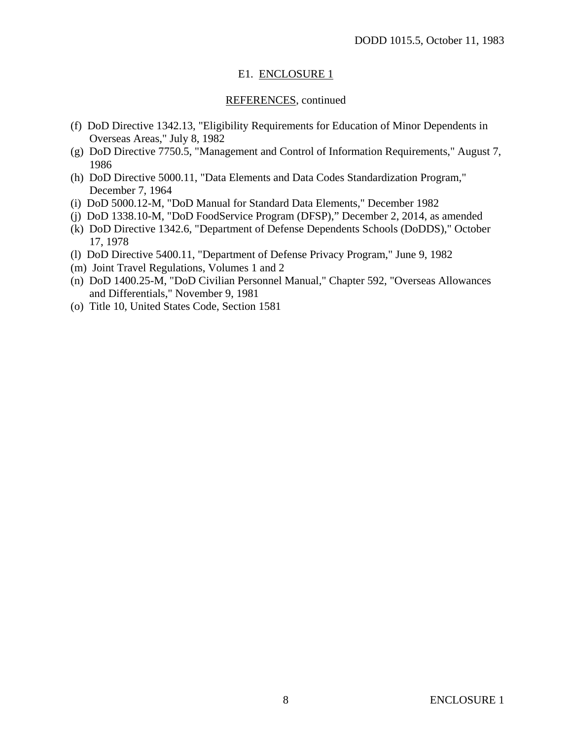## E1. ENCLOSURE 1

### REFERENCES, continued

(f) DoD Directive 1342.13, "Eligibility Requirements for Education of Minor Dependents in Overseas Areas," July 8, 1982

(g) DoD Directive 7750.5, "Management and Control of Information Requirements," August 7, 1986

(h) DoD Directive 5000.11, "Data Elements and Data Codes Standardization Program," December 7, 1964

(i) DoD 5000.12-M, "DoD Manual for Standard Data Elements," December 1982

(j) DoD 1338.10-M, "DoD FoodService Program (DFSP)," December 2, 2014, as amended

(k) DoD Directive 1342.6, "Department of Defense Dependents Schools (DoDDS)," October 17, 1978

(l) DoD Directive 5400.11, "Department of Defense Privacy Program," June 9, 1982

(m) Joint Travel Regulations, Volumes 1 and 2

(n) DoD 1400.25-M, "DoD Civilian Personnel Manual," Chapter 592, "Overseas Allowances and Differentials," November 9, 1981

(o) Title 10, United States Code, Section 1581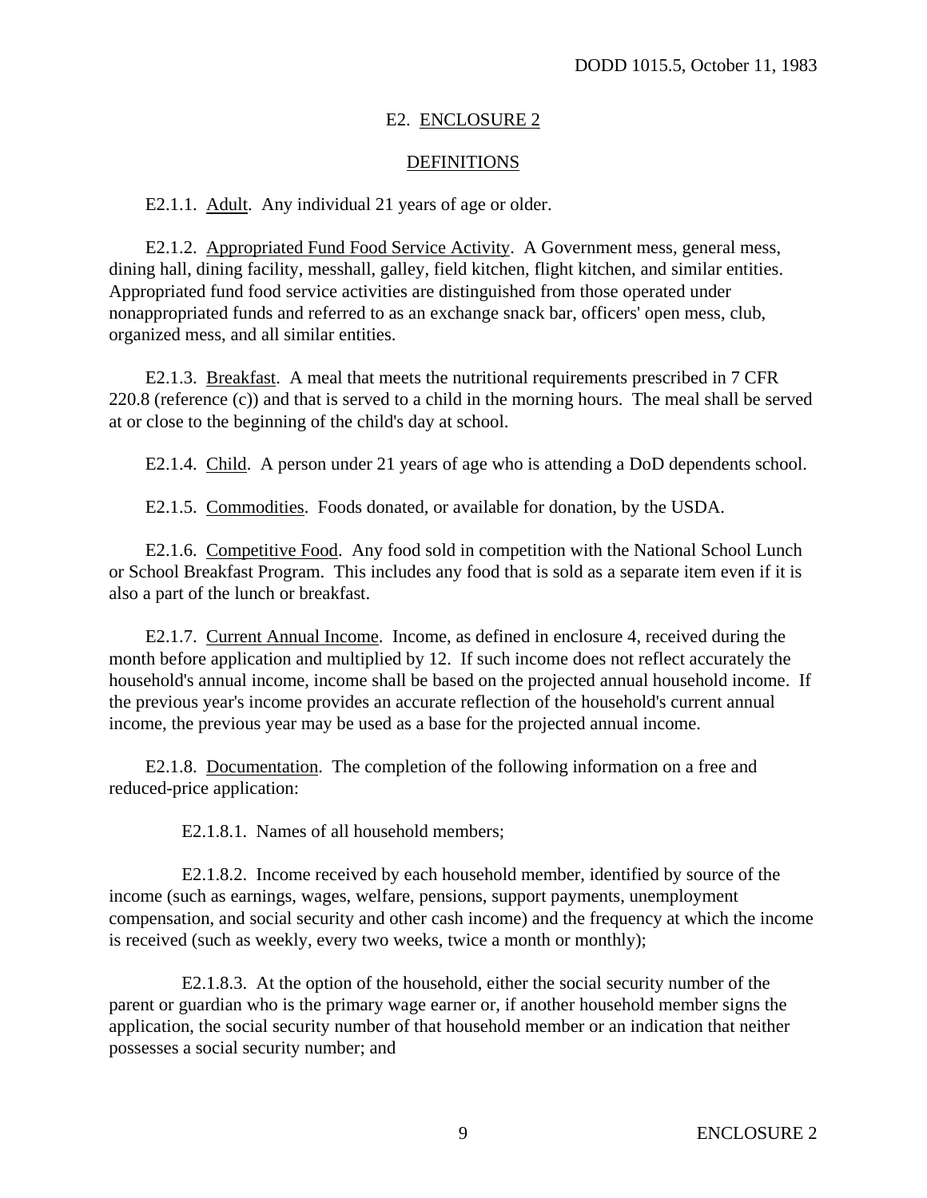## E2. ENCLOSURE 2

## DEFINITIONS

E2.1.1. Adult. Any individual 21 years of age or older.

E2.1.2. Appropriated Fund Food Service Activity. A Government mess, general mess, dining hall, dining facility, messhall, galley, field kitchen, flight kitchen, and similar entities. Appropriated fund food service activities are distinguished from those operated under nonappropriated funds and referred to as an exchange snack bar, officers' open mess, club, organized mess, and all similar entities.

E2.1.3. Breakfast. A meal that meets the nutritional requirements prescribed in 7 CFR 220.8 (reference (c)) and that is served to a child in the morning hours. The meal shall be served at or close to the beginning of the child's day at school.

E2.1.4. Child. A person under 21 years of age who is attending a DoD dependents school.

E2.1.5. Commodities. Foods donated, or available for donation, by the USDA.

E2.1.6. Competitive Food. Any food sold in competition with the National School Lunch or School Breakfast Program. This includes any food that is sold as a separate item even if it is also a part of the lunch or breakfast.

E2.1.7. Current Annual Income. Income, as defined in enclosure 4, received during the month before application and multiplied by 12. If such income does not reflect accurately the household's annual income, income shall be based on the projected annual household income. If the previous year's income provides an accurate reflection of the household's current annual income, the previous year may be used as a base for the projected annual income.

E2.1.8. Documentation. The completion of the following information on a free and reduced-price application:

E2.1.8.1. Names of all household members;

E2.1.8.2. Income received by each household member, identified by source of the income (such as earnings, wages, welfare, pensions, support payments, unemployment compensation, and social security and other cash income) and the frequency at which the income is received (such as weekly, every two weeks, twice a month or monthly);

E2.1.8.3. At the option of the household, either the social security number of the parent or guardian who is the primary wage earner or, if another household member signs the application, the social security number of that household member or an indication that neither possesses a social security number; and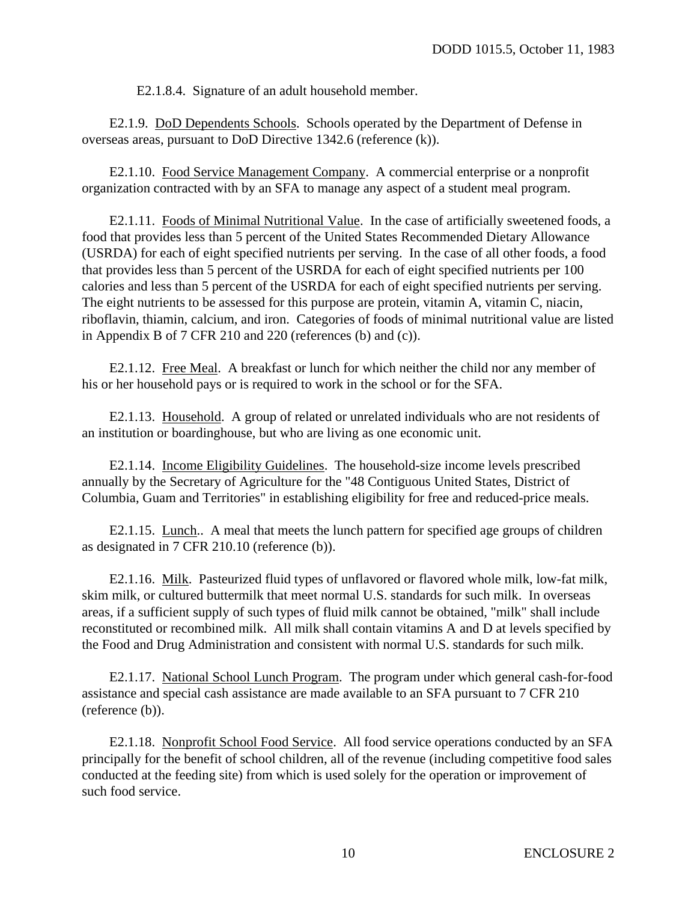E2.1.8.4. Signature of an adult household member.

E2.1.9. <u>DoD Dependents Schools</u>. Schools operated by the Department of Defense in overseas areas, pursuant to DoD Directive 1342.6 (reference (k)).

E2.1.10. <u>Food Service Management Company</u>. A commercial enterprise or a nonprofit organization contracted with by an SFA to manage any aspect of a student meal program.

E2.1.11. <u>Foods of Minimal Nutritional Value</u>. In the case of artificially sweetened foods, a food that provides less than 5 percent of the United States Recommended Dietary Allowance (USRDA) for each of eight specified nutrients per serving. In the case of all other foods, a food that provides less than 5 percent of the USRDA for each of eight specified nutrients per 100 calories and less than 5 percent of the USRDA for each of eight specified nutrients per serving. The eight nutrients to be assessed for this purpose are protein, vitamin A, vitamin C, niacin, riboflavin, thiamin, calcium, and iron. Categories of foods of minimal nutritional value are listed in Appendix B of 7 CFR 210 and 220 (references (b) and (c)).

E2.1.12. <u>Free Meal</u>. A breakfast or lunch for which neither the child nor any member of his or her household pays or is required to work in the school or for the SFA.

E2.1.13. <u>Household</u>. A group of related or unrelated individuals who are not residents of an institution or boardinghouse, but who are living as one economic unit.

E2.1.14. <u>Income Eligibility Guidelines</u>. The household-size income levels prescribed annually by the Secretary of Agriculture for the "48 Contiguous United States, District of Columbia, Guam and Territories" in establishing eligibility for free and reduced-price meals.

E2.1.15. <u>Lunch</u>.. A meal that meets the lunch pattern for specified age groups of children as designated in 7 CFR 210.10 (reference (b)).

E2.1.16. <u>Milk</u>. Pasteurized fluid types of unflavored or flavored whole milk, low-fat milk, skim milk, or cultured buttermilk that meet normal U.S. standards for such milk. In overseas areas, if a sufficient supply of such types of fluid milk cannot be obtained, "milk" shall include reconstituted or recombined milk. All milk shall contain vitamins A and D at levels specified by the Food and Drug Administration and consistent with normal U.S. standards for such milk.

E2.1.17. <u>National School Lunch Program</u>. The program under which general cash-for-food assistance and special cash assistance are made available to an SFA pursuant to 7 CFR 210 (reference (b)).

E2.1.18. <u>Nonprofit School Food Service</u>. All food service operations conducted by an SFA principally for the benefit of school children, all of the revenue (including competitive food sales conducted at the feeding site) from which is used solely for the operation or improvement of such food service.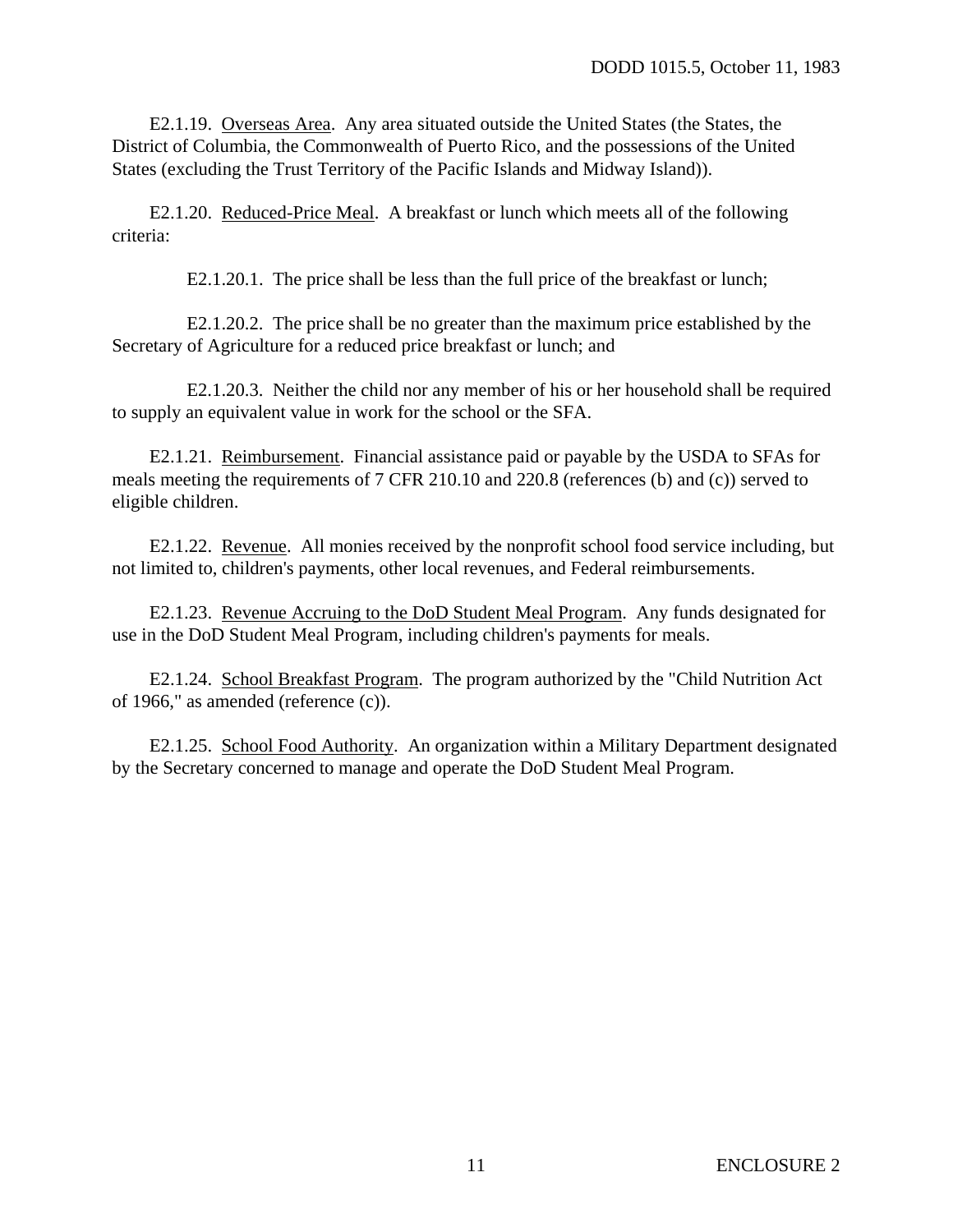E2.1.19. Overseas Area. Any area situated outside the United States (the States, the District of Columbia, the Commonwealth of Puerto Rico, and the possessions of the United States (excluding the Trust Territory of the Pacific Islands and Midway Island)).

E2.1.20. Reduced-Price Meal. A breakfast or lunch which meets all of the following criteria:

E2.1.20.1. The price shall be less than the full price of the breakfast or lunch;

E2.1.20.2. The price shall be no greater than the maximum price established by the Secretary of Agriculture for a reduced price breakfast or lunch; and

E2.1.20.3. Neither the child nor any member of his or her household shall be required to supply an equivalent value in work for the school or the SFA.

E2.1.21. Reimbursement. Financial assistance paid or payable by the USDA to SFAs for meals meeting the requirements of 7 CFR 210.10 and 220.8 (references (b) and (c)) served to eligible children.

E2.1.22. Revenue. All monies received by the nonprofit school food service including, but not limited to, children's payments, other local revenues, and Federal reimbursements.

E2.1.23. Revenue Accruing to the DoD Student Meal Program. Any funds designated for use in the DoD Student Meal Program, including children's payments for meals.

E2.1.24. School Breakfast Program. The program authorized by the "Child Nutrition Act of 1966," as amended (reference (c)).

E2.1.25. School Food Authority. An organization within a Military Department designated by the Secretary concerned to manage and operate the DoD Student Meal Program.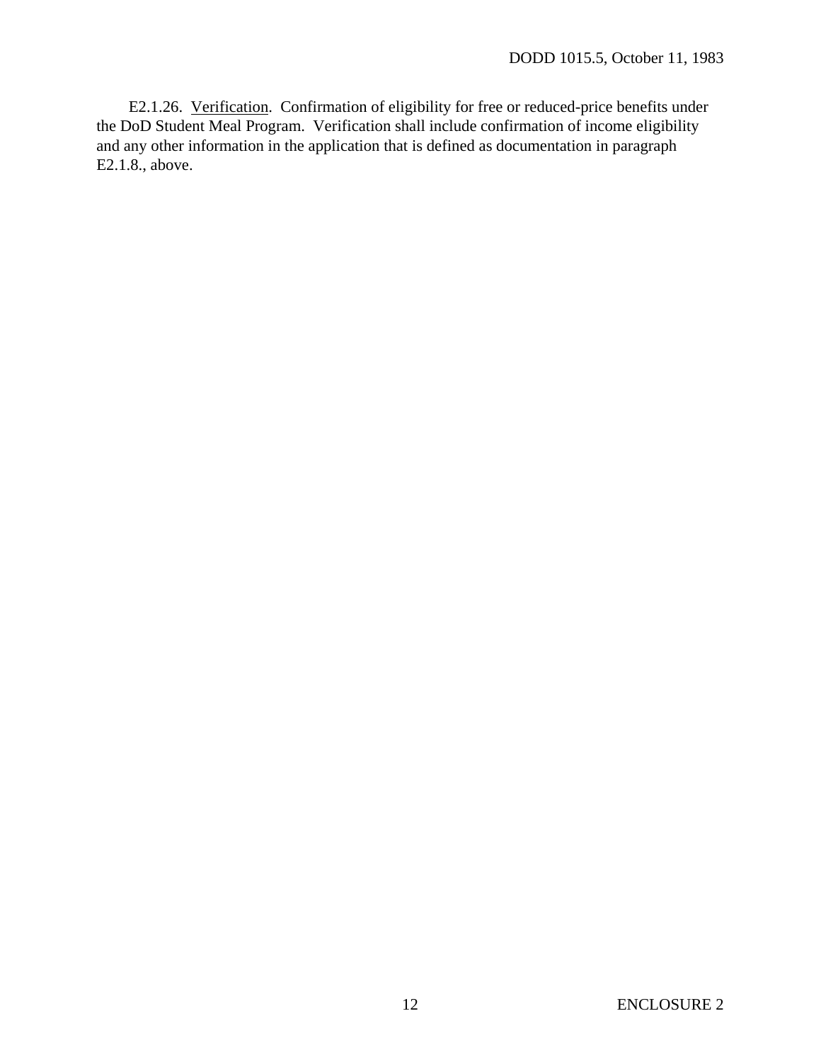E2.1.26. Verification. Confirmation of eligibility for free or reduced-price benefits under the DoD Student Meal Program. Verification shall include confirmation of income eligibility and any other information in the application that is defined as documentation in paragraph E2.1.8., above.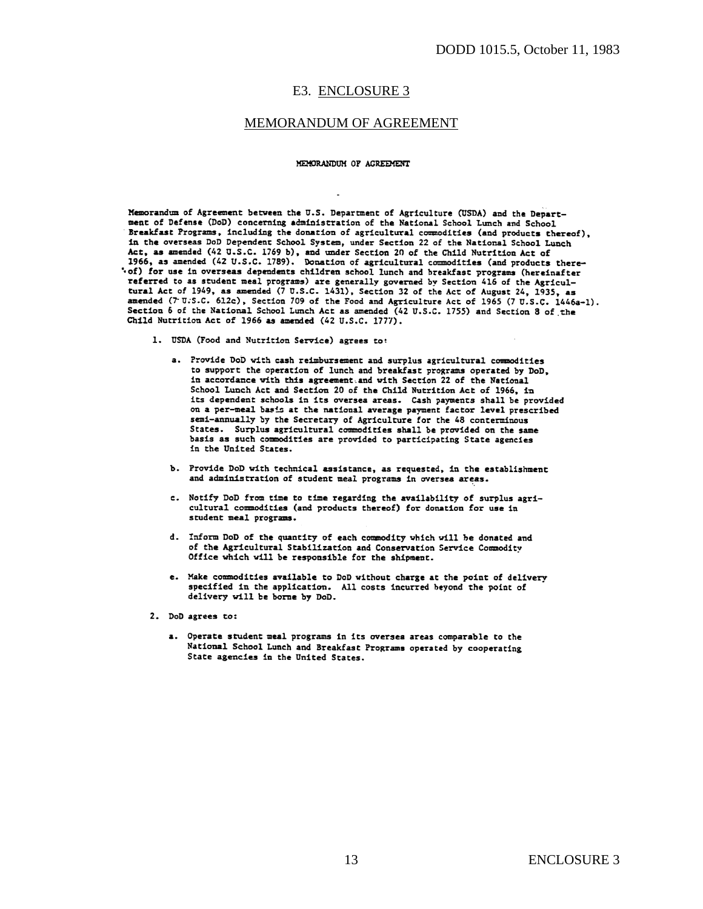# E3. ENCLOSURE 3

## MEMORANDUM OF AGREEMENT

MEMORANDUM OF AGREEMENT

Memorandum of Agreement between the U.S. Department of Agriculture (USDA) and the Department of Defense (DoD) concerning administration of the National School Lunch and School Breakfast Programs, including the donation of agricultural commodities (and products thereof), in the overseas DoD Dependent School System, under Section 22 of the National School Lunch Act, as amended (42 U.S.C. 1769 b), and under Section 20 of the Child Nutrition Act of 1966, as amended (42 U.S.C. 1789). Donation of agricultural commodities (and products thereof) for use in overseas dependents children school lunch and breakfast programs (hereinafter referred to as student meal programs) are generally governed by Section 416 of the Agricultural Act of 1949, as amended (7 U.S.C. 1431), Section 32 of the Act of August 24, 1935, as amended (7 U.S.C. 612c), Section 709 of the Food and Agriculture Act of 1965 (7 U.S.C. 1446a-1). Section 6 of the National School Lunch Act as amended (42 U.S.C. 1755) and Section 8 of the Child Nutrition Act of 1966 as amended (42 U.S.C. 1777).

1. USDA (Food and Nutrition Service) agrees to:

   a. Provide DoD with cash reimbursement and surplus agricultural commodities to support the operation of lunch and breakfast programs operated by DoD, in accordance with this agreement and with Section 22 of the National School Lunch Act and Section 20 of the Child Nutrition Act of 1966, in its dependent schools in its oversea areas. Cash payments shall be provided on a per-meal basis at the national average payment factor level prescribed semi-annually by the Secretary of Agriculture for the 48 conterminous States. Surplus agricultural commodities shall be provided on the same basis as such commodities are provided to participating State agencies in the United States.

   b. Provide DoD with technical assistance, as requested, in the establishment and administration of student meal programs in oversea areas.

   c. Notify DoD from time to time regarding the availability of surplus agricultural commodities (and products thereof) for donation for use in student meal programs.

   d. Inform DoD of the quantity of each commodity which will be donated and of the Agricultural Stabilization and Conservation Service Commodity Office which will be responsible for the shipment.

   e. Make commodities available to DoD without charge at the point of delivery specified in the application. All costs incurred beyond the point of delivery will be borne by DoD.

2. DoD agrees to:

   a. Operate student meal programs in its oversea areas comparable to the National School Lunch and Breakfast Programs operated by cooperating State agencies in the United States.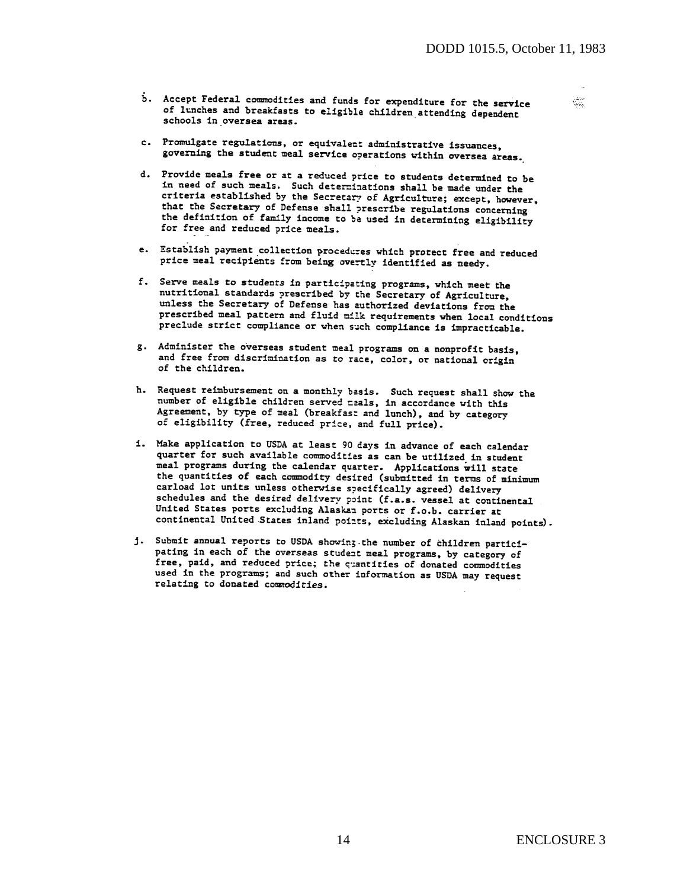b. Accept Federal commodities and funds for expenditure for the service of lunches and breakfasts to eligible children attending dependent schools in oversea areas.

c. Promulgate regulations, or equivalent administrative issuances, governing the student meal service operations within oversea areas.

d. Provide meals free or at a reduced price to students determined to be in need of such meals. Such determinations shall be made under the criteria established by the Secretary of Agriculture; except, however, that the Secretary of Defense shall prescribe regulations concerning the definition of family income to be used in determining eligibility for free and reduced price meals.

e. Establish payment collection procedures which protect free and reduced price meal recipients from being overtly identified as needy.

f. Serve meals to students in participating programs, which meet the nutritional standards prescribed by the Secretary of Agriculture, unless the Secretary of Defense has authorized deviations from the prescribed meal pattern and fluid milk requirements when local conditions preclude strict compliance or when such compliance is impracticable.

g. Administer the overseas student meal programs on a nonprofit basis, and free from discrimination as to race, color, or national origin of the children.

h. Request reimbursement on a monthly basis. Such request shall show the number of eligible children served meals, in accordance with this Agreement, by type of meal (breakfast and lunch), and by category of eligibility (free, reduced price, and full price).

i. Make application to USDA at least 90 days in advance of each calendar quarter for such available commodities as can be utilized in student meal programs during the calendar quarter. Applications will state the quantities of each commodity desired (submitted in terms of minimum carload lot units unless otherwise specifically agreed) delivery schedules and the desired delivery point (f.a.s. vessel at continental United States ports excluding Alaskan ports or f.o.b. carrier at continental United States inland points, excluding Alaskan inland points).

j. Submit annual reports to USDA showing the number of children participating in each of the overseas student meal programs, by category of free, paid, and reduced price; the quantities of donated commodities used in the programs; and such other information as USDA may request relating to donated commodities.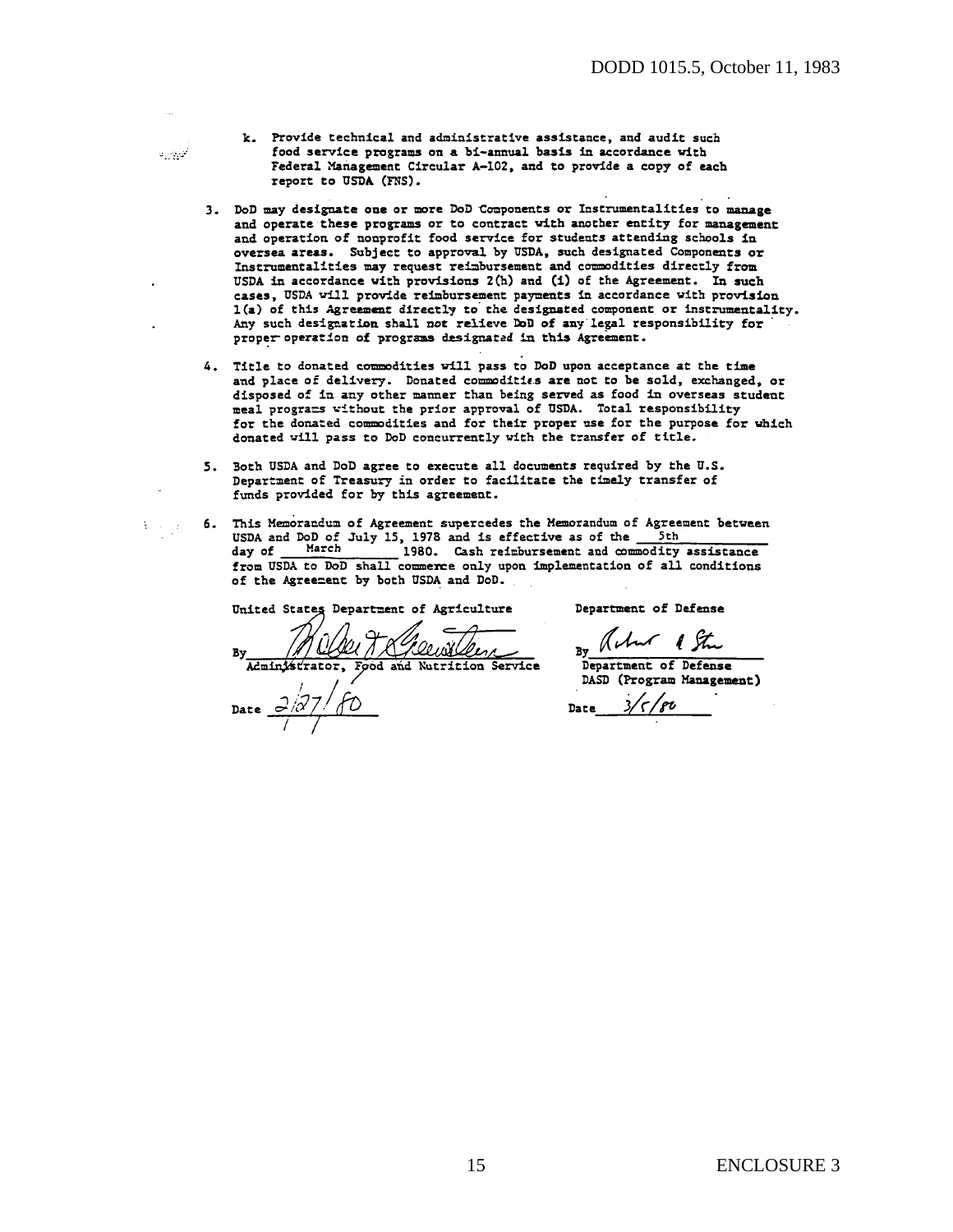k. Provide technical and administrative assistance, and audit such food service programs on a bi-annual basis in accordance with Federal Management Circular A-102, and to provide a copy of each report to USDA (FNS).

3. DoD may designate one or more DoD Components or Instrumentalities to manage and operate these programs or to contract with another entity for management and operation of nonprofit food service for students attending schools in oversea areas. Subject to approval by USDA, such designated Components or Instrumentalities may request reimbursement and commodities directly from USDA in accordance with provisions 2(h) and (i) of the Agreement. In such cases, USDA will provide reimbursement payments in accordance with provision 1(a) of this Agreement directly to the designated component or instrumentality. Any such designation shall not relieve DoD of any legal responsibility for proper operation of programs designated in this Agreement.

4. Title to donated commodities will pass to DoD upon acceptance at the time and place of delivery. Donated commodities are not to be sold, exchanged, or disposed of in any other manner than being served as food in overseas student meal programs without the prior approval of USDA. Total responsibility for the donated commodities and for their proper use for the purpose for which donated will pass to DoD concurrently with the transfer of title.

5. Both USDA and DoD agree to execute all documents required by the U.S. Department of Treasury in order to facilitate the timely transfer of funds provided for by this agreement.

6. This Memorandum of Agreement supercedes the Memorandum of Agreement between USDA and DoD of July 15, 1978 and is effective as of the 5th day of March 1980. Cash reimbursement and commodity assistance from USDA to DoD shall commence only upon implementation of all conditions of the Agreement by both USDA and DoD.

| United States Department of Agriculture | Department of Defense |
|---|---|
| By [signature] | By [signature] |
| Administrator, Food and Nutrition Service | Department of Defense DASD (Program Management) |
| Date 2/27/80 | Date 3/5/80 |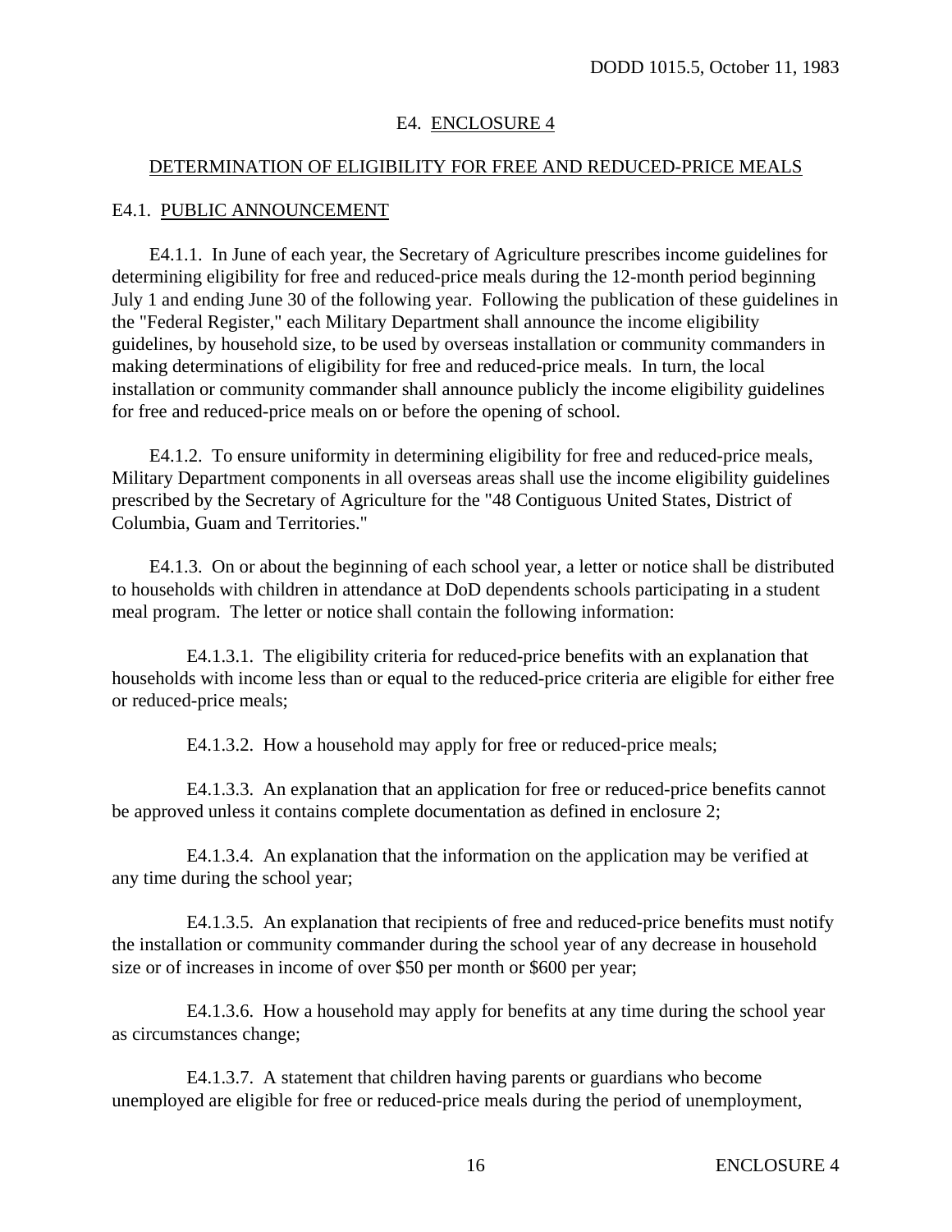## E4. ENCLOSURE 4

## DETERMINATION OF ELIGIBILITY FOR FREE AND REDUCED-PRICE MEALS

### E4.1. PUBLIC ANNOUNCEMENT

E4.1.1. In June of each year, the Secretary of Agriculture prescribes income guidelines for determining eligibility for free and reduced-price meals during the 12-month period beginning July 1 and ending June 30 of the following year. Following the publication of these guidelines in the "Federal Register," each Military Department shall announce the income eligibility guidelines, by household size, to be used by overseas installation or community commanders in making determinations of eligibility for free and reduced-price meals. In turn, the local installation or community commander shall announce publicly the income eligibility guidelines for free and reduced-price meals on or before the opening of school.

E4.1.2. To ensure uniformity in determining eligibility for free and reduced-price meals, Military Department components in all overseas areas shall use the income eligibility guidelines prescribed by the Secretary of Agriculture for the "48 Contiguous United States, District of Columbia, Guam and Territories."

E4.1.3. On or about the beginning of each school year, a letter or notice shall be distributed to households with children in attendance at DoD dependents schools participating in a student meal program. The letter or notice shall contain the following information:

E4.1.3.1. The eligibility criteria for reduced-price benefits with an explanation that households with income less than or equal to the reduced-price criteria are eligible for either free or reduced-price meals;

E4.1.3.2. How a household may apply for free or reduced-price meals;

E4.1.3.3. An explanation that an application for free or reduced-price benefits cannot be approved unless it contains complete documentation as defined in enclosure 2;

E4.1.3.4. An explanation that the information on the application may be verified at any time during the school year;

E4.1.3.5. An explanation that recipients of free and reduced-price benefits must notify the installation or community commander during the school year of any decrease in household size or of increases in income of over $50 per month or $600 per year;

E4.1.3.6. How a household may apply for benefits at any time during the school year as circumstances change;

E4.1.3.7. A statement that children having parents or guardians who become unemployed are eligible for free or reduced-price meals during the period of unemployment,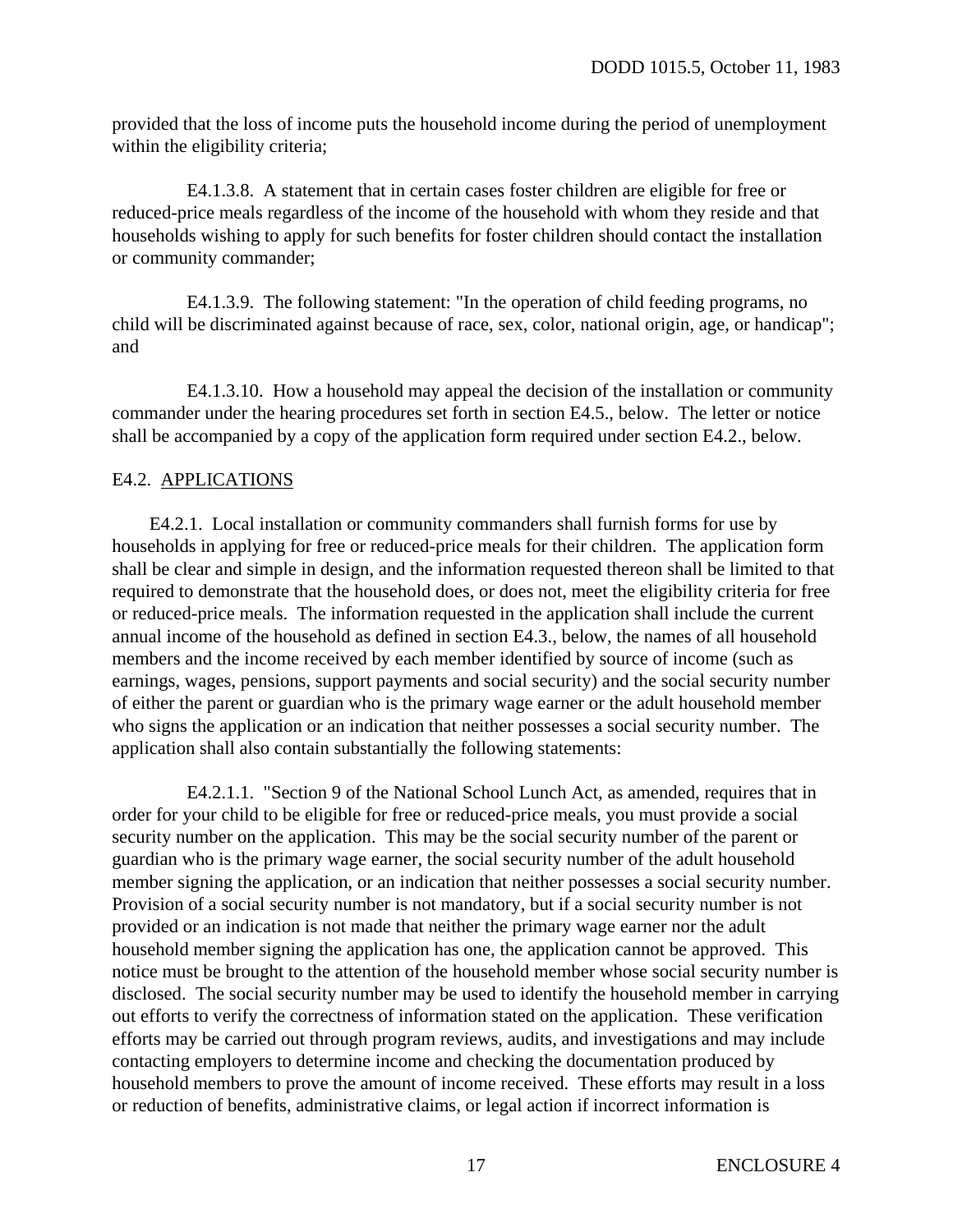provided that the loss of income puts the household income during the period of unemployment within the eligibility criteria;

E4.1.3.8. A statement that in certain cases foster children are eligible for free or reduced-price meals regardless of the income of the household with whom they reside and that households wishing to apply for such benefits for foster children should contact the installation or community commander;

E4.1.3.9. The following statement: "In the operation of child feeding programs, no child will be discriminated against because of race, sex, color, national origin, age, or handicap"; and

E4.1.3.10. How a household may appeal the decision of the installation or community commander under the hearing procedures set forth in section E4.5., below. The letter or notice shall be accompanied by a copy of the application form required under section E4.2., below.

## E4.2. APPLICATIONS

E4.2.1. Local installation or community commanders shall furnish forms for use by households in applying for free or reduced-price meals for their children. The application form shall be clear and simple in design, and the information requested thereon shall be limited to that required to demonstrate that the household does, or does not, meet the eligibility criteria for free or reduced-price meals. The information requested in the application shall include the current annual income of the household as defined in section E4.3., below, the names of all household members and the income received by each member identified by source of income (such as earnings, wages, pensions, support payments and social security) and the social security number of either the parent or guardian who is the primary wage earner or the adult household member who signs the application or an indication that neither possesses a social security number. The application shall also contain substantially the following statements:

E4.2.1.1. "Section 9 of the National School Lunch Act, as amended, requires that in order for your child to be eligible for free or reduced-price meals, you must provide a social security number on the application. This may be the social security number of the parent or guardian who is the primary wage earner, the social security number of the adult household member signing the application, or an indication that neither possesses a social security number. Provision of a social security number is not mandatory, but if a social security number is not provided or an indication is not made that neither the primary wage earner nor the adult household member signing the application has one, the application cannot be approved. This notice must be brought to the attention of the household member whose social security number is disclosed. The social security number may be used to identify the household member in carrying out efforts to verify the correctness of information stated on the application. These verification efforts may be carried out through program reviews, audits, and investigations and may include contacting employers to determine income and checking the documentation produced by household members to prove the amount of income received. These efforts may result in a loss or reduction of benefits, administrative claims, or legal action if incorrect information is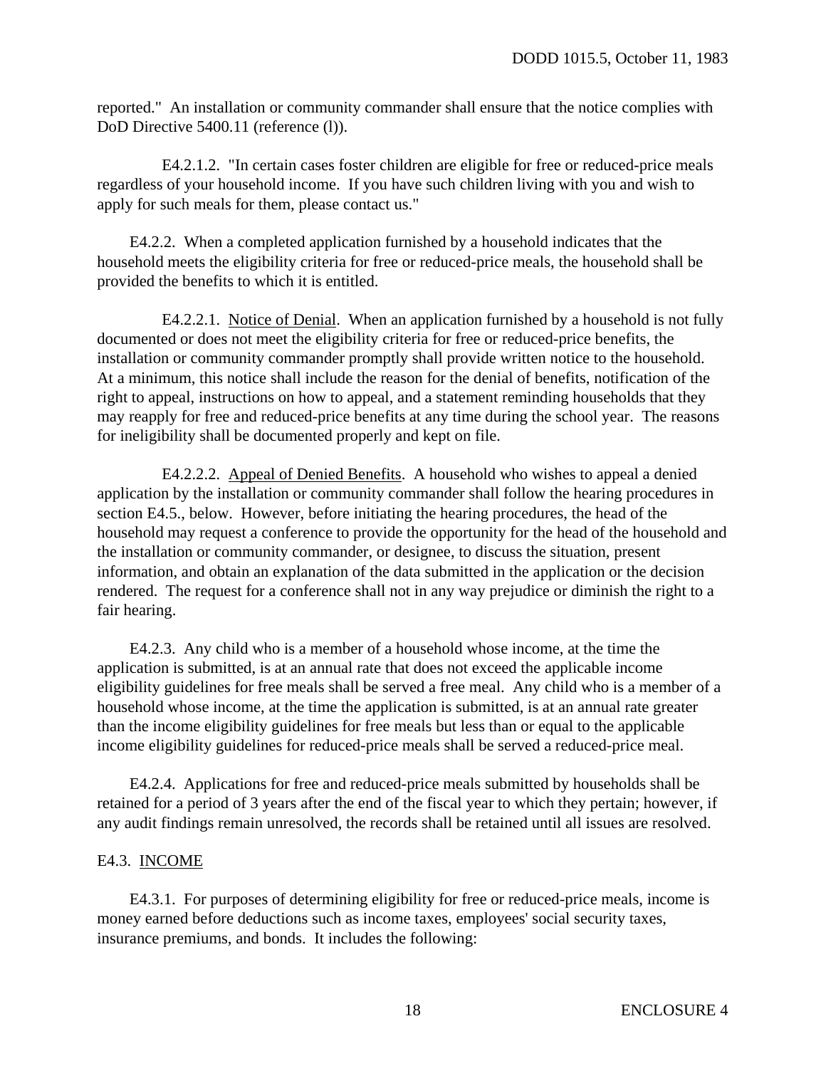reported." An installation or community commander shall ensure that the notice complies with DoD Directive 5400.11 (reference (l)).

E4.2.1.2. "In certain cases foster children are eligible for free or reduced-price meals regardless of your household income. If you have such children living with you and wish to apply for such meals for them, please contact us."

E4.2.2. When a completed application furnished by a household indicates that the household meets the eligibility criteria for free or reduced-price meals, the household shall be provided the benefits to which it is entitled.

E4.2.2.1. Notice of Denial. When an application furnished by a household is not fully documented or does not meet the eligibility criteria for free or reduced-price benefits, the installation or community commander promptly shall provide written notice to the household. At a minimum, this notice shall include the reason for the denial of benefits, notification of the right to appeal, instructions on how to appeal, and a statement reminding households that they may reapply for free and reduced-price benefits at any time during the school year. The reasons for ineligibility shall be documented properly and kept on file.

E4.2.2.2. Appeal of Denied Benefits. A household who wishes to appeal a denied application by the installation or community commander shall follow the hearing procedures in section E4.5., below. However, before initiating the hearing procedures, the head of the household may request a conference to provide the opportunity for the head of the household and the installation or community commander, or designee, to discuss the situation, present information, and obtain an explanation of the data submitted in the application or the decision rendered. The request for a conference shall not in any way prejudice or diminish the right to a fair hearing.

E4.2.3. Any child who is a member of a household whose income, at the time the application is submitted, is at an annual rate that does not exceed the applicable income eligibility guidelines for free meals shall be served a free meal. Any child who is a member of a household whose income, at the time the application is submitted, is at an annual rate greater than the income eligibility guidelines for free meals but less than or equal to the applicable income eligibility guidelines for reduced-price meals shall be served a reduced-price meal.

E4.2.4. Applications for free and reduced-price meals submitted by households shall be retained for a period of 3 years after the end of the fiscal year to which they pertain; however, if any audit findings remain unresolved, the records shall be retained until all issues are resolved.

## E4.3. INCOME

E4.3.1. For purposes of determining eligibility for free or reduced-price meals, income is money earned before deductions such as income taxes, employees' social security taxes, insurance premiums, and bonds. It includes the following: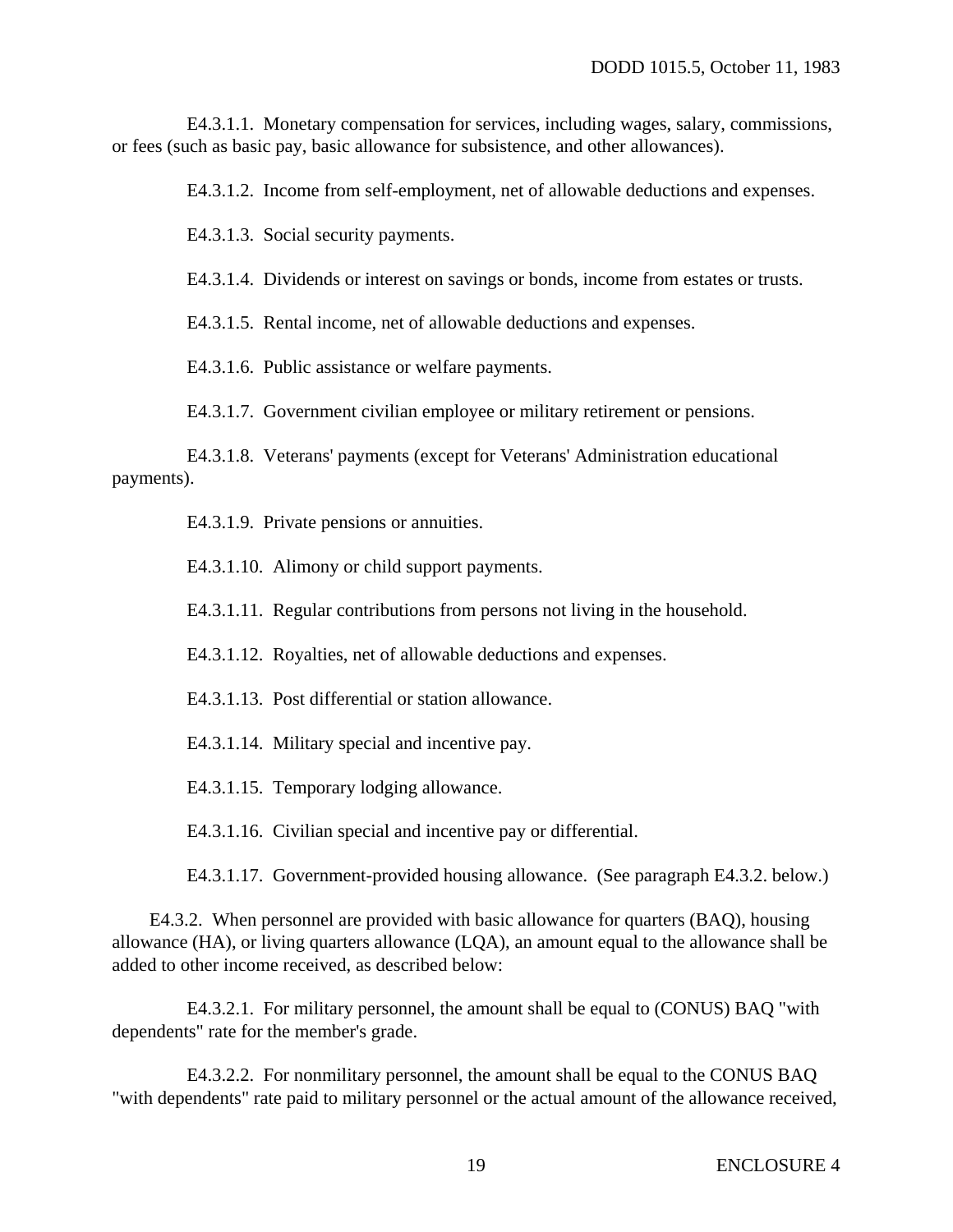E4.3.1.1. Monetary compensation for services, including wages, salary, commissions, or fees (such as basic pay, basic allowance for subsistence, and other allowances).

E4.3.1.2. Income from self-employment, net of allowable deductions and expenses.

E4.3.1.3. Social security payments.

E4.3.1.4. Dividends or interest on savings or bonds, income from estates or trusts.

E4.3.1.5. Rental income, net of allowable deductions and expenses.

E4.3.1.6. Public assistance or welfare payments.

E4.3.1.7. Government civilian employee or military retirement or pensions.

E4.3.1.8. Veterans' payments (except for Veterans' Administration educational payments).

E4.3.1.9. Private pensions or annuities.

E4.3.1.10. Alimony or child support payments.

E4.3.1.11. Regular contributions from persons not living in the household.

E4.3.1.12. Royalties, net of allowable deductions and expenses.

E4.3.1.13. Post differential or station allowance.

E4.3.1.14. Military special and incentive pay.

E4.3.1.15. Temporary lodging allowance.

E4.3.1.16. Civilian special and incentive pay or differential.

E4.3.1.17. Government-provided housing allowance. (See paragraph E4.3.2. below.)

E4.3.2. When personnel are provided with basic allowance for quarters (BAQ), housing allowance (HA), or living quarters allowance (LQA), an amount equal to the allowance shall be added to other income received, as described below:

E4.3.2.1. For military personnel, the amount shall be equal to (CONUS) BAQ "with dependents" rate for the member's grade.

E4.3.2.2. For nonmilitary personnel, the amount shall be equal to the CONUS BAQ "with dependents" rate paid to military personnel or the actual amount of the allowance received,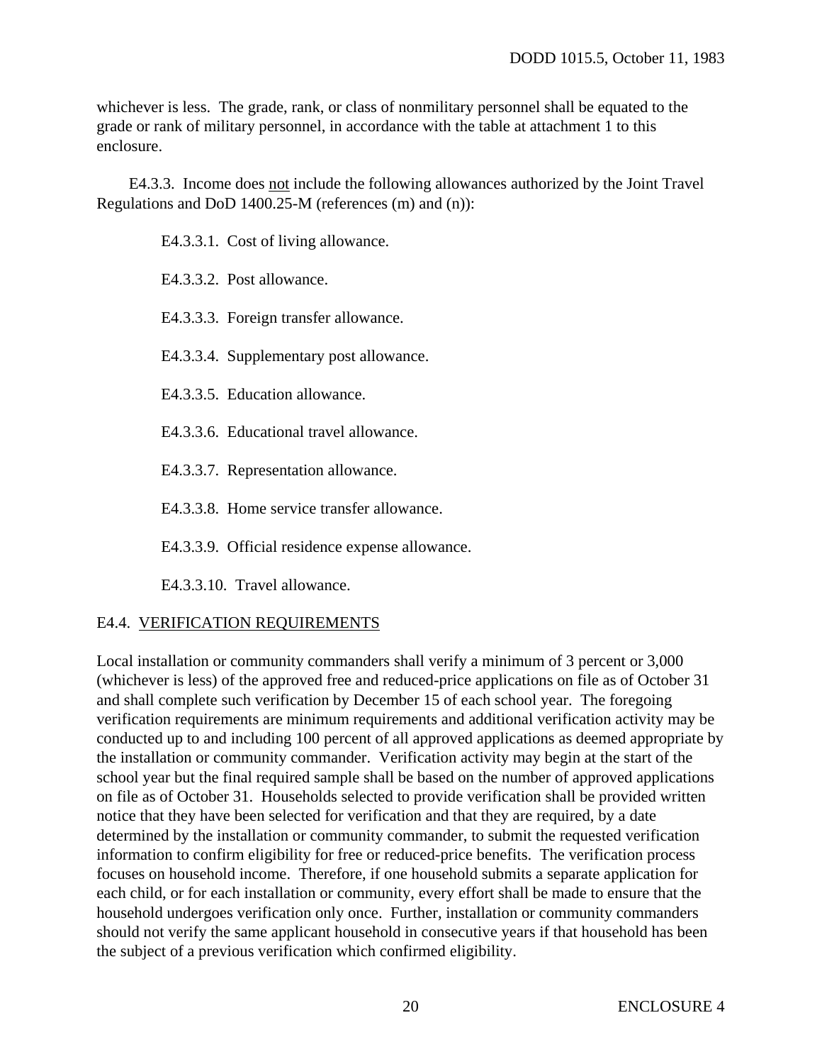whichever is less. The grade, rank, or class of nonmilitary personnel shall be equated to the grade or rank of military personnel, in accordance with the table at attachment 1 to this enclosure.

E4.3.3. Income does not include the following allowances authorized by the Joint Travel Regulations and DoD 1400.25-M (references (m) and (n)):

E4.3.3.1. Cost of living allowance.

E4.3.3.2. Post allowance.

E4.3.3.3. Foreign transfer allowance.

E4.3.3.4. Supplementary post allowance.

E4.3.3.5. Education allowance.

E4.3.3.6. Educational travel allowance.

E4.3.3.7. Representation allowance.

E4.3.3.8. Home service transfer allowance.

E4.3.3.9. Official residence expense allowance.

E4.3.3.10. Travel allowance.

## E4.4. VERIFICATION REQUIREMENTS

Local installation or community commanders shall verify a minimum of 3 percent or 3,000 (whichever is less) of the approved free and reduced-price applications on file as of October 31 and shall complete such verification by December 15 of each school year. The foregoing verification requirements are minimum requirements and additional verification activity may be conducted up to and including 100 percent of all approved applications as deemed appropriate by the installation or community commander. Verification activity may begin at the start of the school year but the final required sample shall be based on the number of approved applications on file as of October 31. Households selected to provide verification shall be provided written notice that they have been selected for verification and that they are required, by a date determined by the installation or community commander, to submit the requested verification information to confirm eligibility for free or reduced-price benefits. The verification process focuses on household income. Therefore, if one household submits a separate application for each child, or for each installation or community, every effort shall be made to ensure that the household undergoes verification only once. Further, installation or community commanders should not verify the same applicant household in consecutive years if that household has been the subject of a previous verification which confirmed eligibility.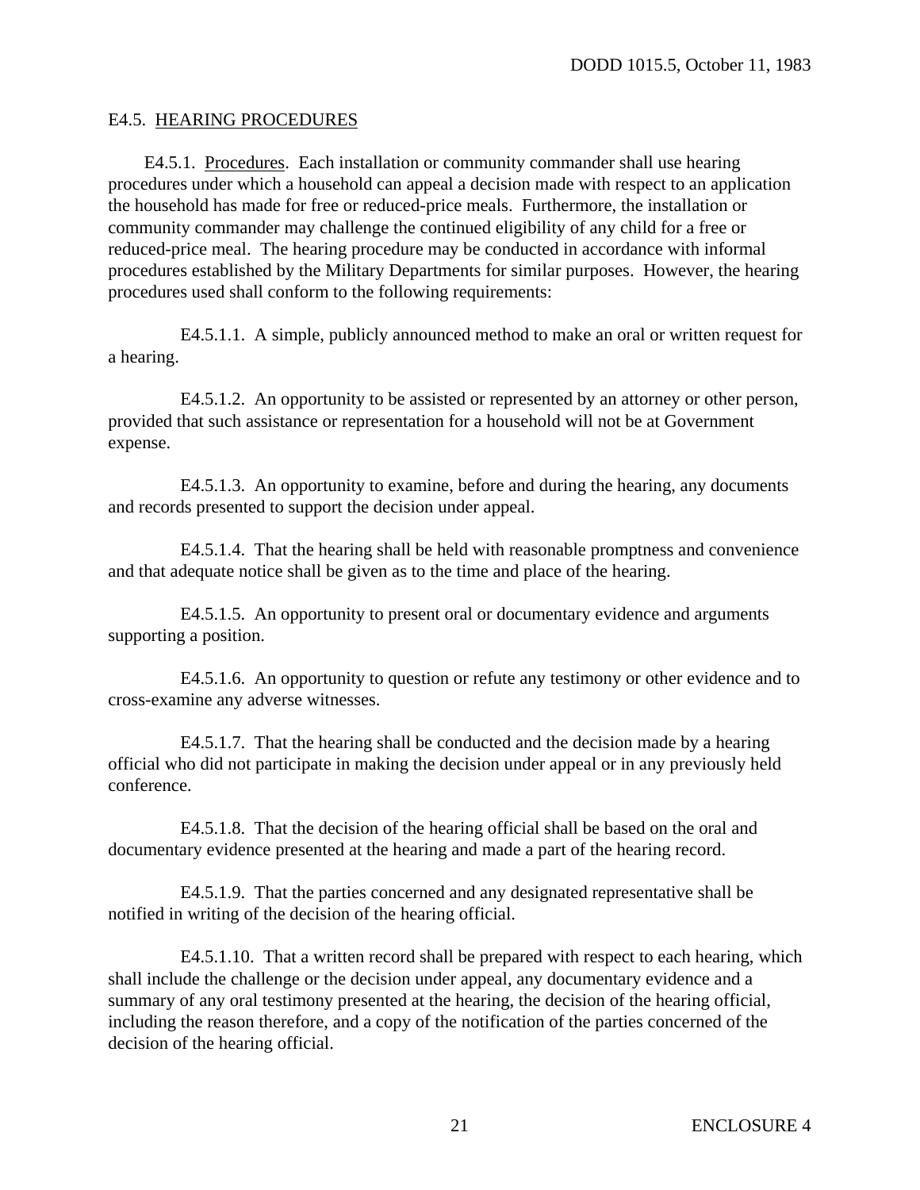## E4.5. HEARING PROCEDURES

E4.5.1. Procedures. Each installation or community commander shall use hearing procedures under which a household can appeal a decision made with respect to an application the household has made for free or reduced-price meals. Furthermore, the installation or community commander may challenge the continued eligibility of any child for a free or reduced-price meal. The hearing procedure may be conducted in accordance with informal procedures established by the Military Departments for similar purposes. However, the hearing procedures used shall conform to the following requirements:

E4.5.1.1. A simple, publicly announced method to make an oral or written request for a hearing.

E4.5.1.2. An opportunity to be assisted or represented by an attorney or other person, provided that such assistance or representation for a household will not be at Government expense.

E4.5.1.3. An opportunity to examine, before and during the hearing, any documents and records presented to support the decision under appeal.

E4.5.1.4. That the hearing shall be held with reasonable promptness and convenience and that adequate notice shall be given as to the time and place of the hearing.

E4.5.1.5. An opportunity to present oral or documentary evidence and arguments supporting a position.

E4.5.1.6. An opportunity to question or refute any testimony or other evidence and to cross-examine any adverse witnesses.

E4.5.1.7. That the hearing shall be conducted and the decision made by a hearing official who did not participate in making the decision under appeal or in any previously held conference.

E4.5.1.8. That the decision of the hearing official shall be based on the oral and documentary evidence presented at the hearing and made a part of the hearing record.

E4.5.1.9. That the parties concerned and any designated representative shall be notified in writing of the decision of the hearing official.

E4.5.1.10. That a written record shall be prepared with respect to each hearing, which shall include the challenge or the decision under appeal, any documentary evidence and a summary of any oral testimony presented at the hearing, the decision of the hearing official, including the reason therefore, and a copy of the notification of the parties concerned of the decision of the hearing official.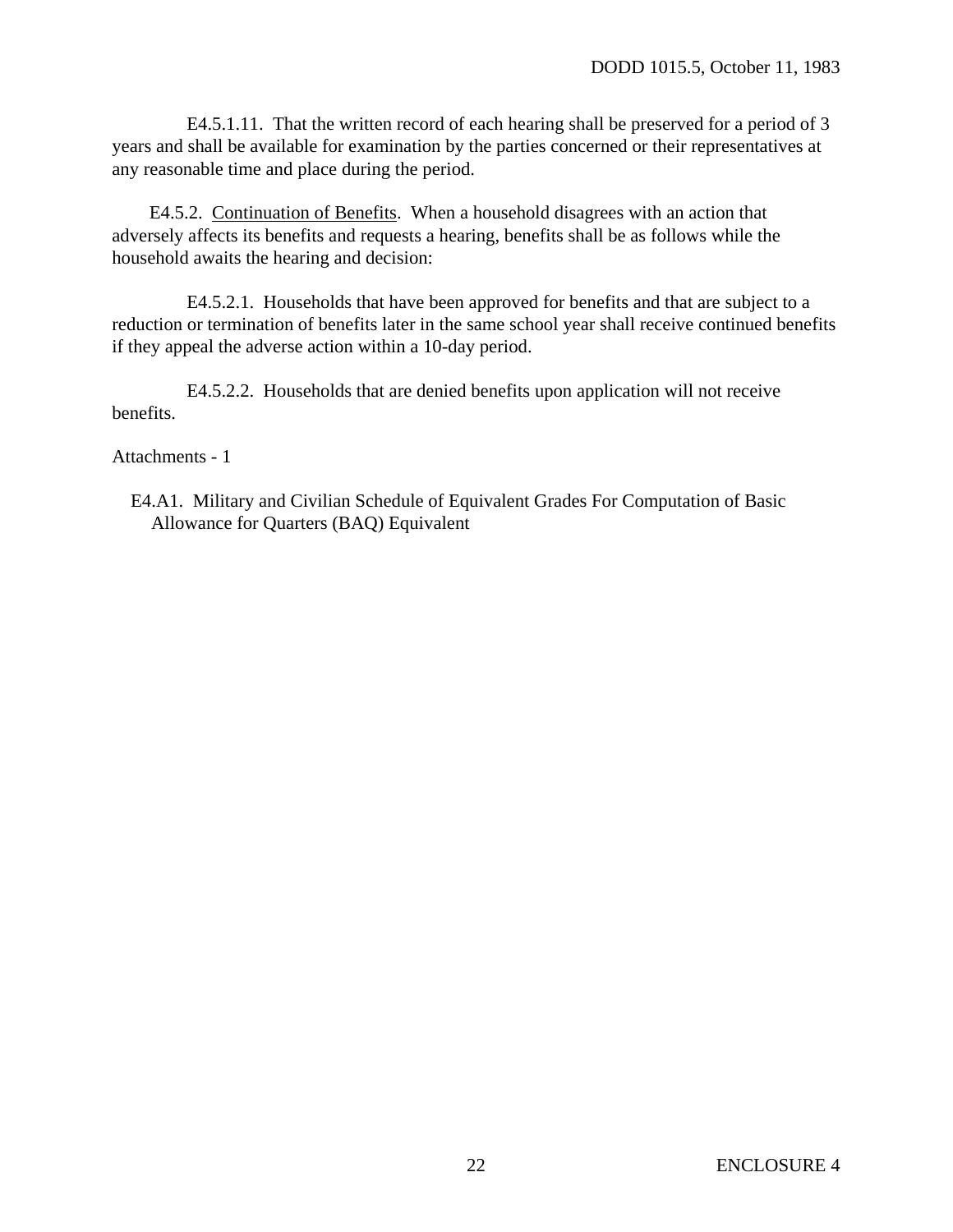E4.5.1.11. That the written record of each hearing shall be preserved for a period of 3 years and shall be available for examination by the parties concerned or their representatives at any reasonable time and place during the period.

E4.5.2. <u>Continuation of Benefits</u>. When a household disagrees with an action that adversely affects its benefits and requests a hearing, benefits shall be as follows while the household awaits the hearing and decision:

E4.5.2.1. Households that have been approved for benefits and that are subject to a reduction or termination of benefits later in the same school year shall receive continued benefits if they appeal the adverse action within a 10-day period.

E4.5.2.2. Households that are denied benefits upon application will not receive benefits.

Attachments - 1

E4.A1. Military and Civilian Schedule of Equivalent Grades For Computation of Basic Allowance for Quarters (BAQ) Equivalent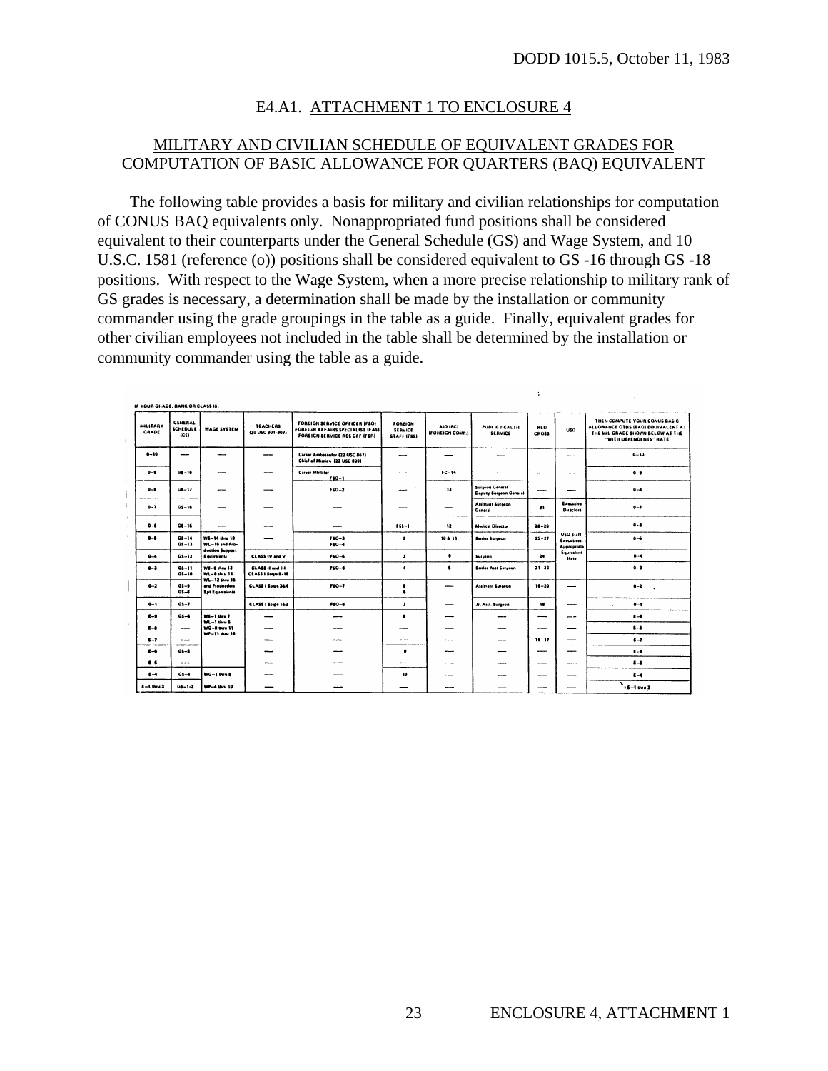## E4.A1. ATTACHMENT 1 TO ENCLOSURE 4

## MILITARY AND CIVILIAN SCHEDULE OF EQUIVALENT GRADES FOR COMPUTATION OF BASIC ALLOWANCE FOR QUARTERS (BAQ) EQUIVALENT

The following table provides a basis for military and civilian relationships for computation of CONUS BAQ equivalents only. Nonappropriated fund positions shall be considered equivalent to their counterparts under the General Schedule (GS) and Wage System, and 10 U.S.C. 1581 (reference (o)) positions shall be considered equivalent to GS -16 through GS -18 positions. With respect to the Wage System, when a more precise relationship to military rank of GS grades is necessary, a determination shall be made by the installation or community commander using the grade groupings in the table as a guide. Finally, equivalent grades for other civilian employees not included in the table shall be determined by the installation or community commander using the table as a guide.

IF YOUR GRADE, RANK OR CLASS IS:

| MILITARY GRADE | GENERAL SCHEDULE (GS) | WAGE SYSTEM | TEACHERS (20 USC 901-907) | FOREIGN SERVICE OFFICER (FSO) FOREIGN AFFAIRS SPECIALIST (FAS) FOREIGN SERVICE RES OFF (FSR) | FOREIGN SERVICE STAFF (FSS) | AID (FC) (FOREIGN COMP.) | PUBLIC HEALTH SERVICE | RED CROSS | USO | THEN COMPUTE YOUR CONUS BASIC ALLOWANCE QTRS (BAQ) EQUIVALENT AT THE MIL GRADE SHOWN BELOW AT THE "WITH DEPENDENTS" RATE |
|---|---|---|---|---|---|---|---|---|---|---|
| O-10 | — | — | — | Career Ambassador (22 USC 867) Chief of Mission (22 USC 808) | — | — | — | — | — | O-10 |
| O-9 | GS-18 | — | — | Career Minister FSO-1 | — | FC-14 | — | — | — | O-9 |
| O-8 | GS-17 | — | — | FSO-2 | — | 13 | Surgeon General Deputy Surgeon General | — | — | O-8 |
| O-7 | GS-16 | — | — | — | — | — | Assistant Surgeon General | 31 | Executive Directors | O-7 |
| O-6 | GS-15 | — | — | — | FSS-1 | 12 | Medical Director | 28-29 | USO Staff Executives. Appropriate Equivalent Rate | O-6 |
| O-5 | GS-14 GS-13 | WS-14 thru 19 WL-15 and Production Support Equivalents | — | FSO-3 FSO-4 | 2 | 10 & 11 | Senior Surgeon | 25-27 | | O-5 |
| O-4 | GS-12 | | CLASS IV and V | FSO-5 | 3 | 9 | Surgeon | 24 | | O-4 |
| O-3 | GS-11 GS-10 | WS-8 thru 13 WL-8 thru 14 WL-12 thru 15 and Production Ept Equivalents | CLASS II and III CLASS I Steps 5-15 | FSO-6 | 4 | 8 | Senior Asst Surgeon | 21-23 | | O-3 |
| O-2 | GS-9 GS-8 | | CLASS I Steps 3&4 | FSO-7 | 5 6 | — | Assistant Surgeon | 19-20 | — | O-2 |
| O-1 | GS-7 | | CLASS I Steps 1&2 | FSO-8 | 7 | — | Jr. Asst. Surgeon | 18 | — | O-1 |
| E-9 | GS-6 | WS-1 thru 7 WL-1 thru 6 WG-9 thru 11 WP-11 thru 16 | — | — | 8 | — | — | — | — | E-9 |
| E-8 | — | | — | — | — | — | — | — | — | E-8 |
| E-7 | — | | — | — | — | — | — | 15-17 | — | E-7 |
| E-6 | GS-5 | | — | — | 9 | — | — | — | — | E-6 |
| E-5 | — | | — | — | — | — | — | — | — | E-5 |
| E-4 | GS-4 | WG-1 thru 8 | — | — | 10 | — | — | — | — | E-4 |
| E-1 thru 3 | GS-1-3 | WP-4 thru 10 | — | — | — | — | — | — | — | E-1 thru 3 |